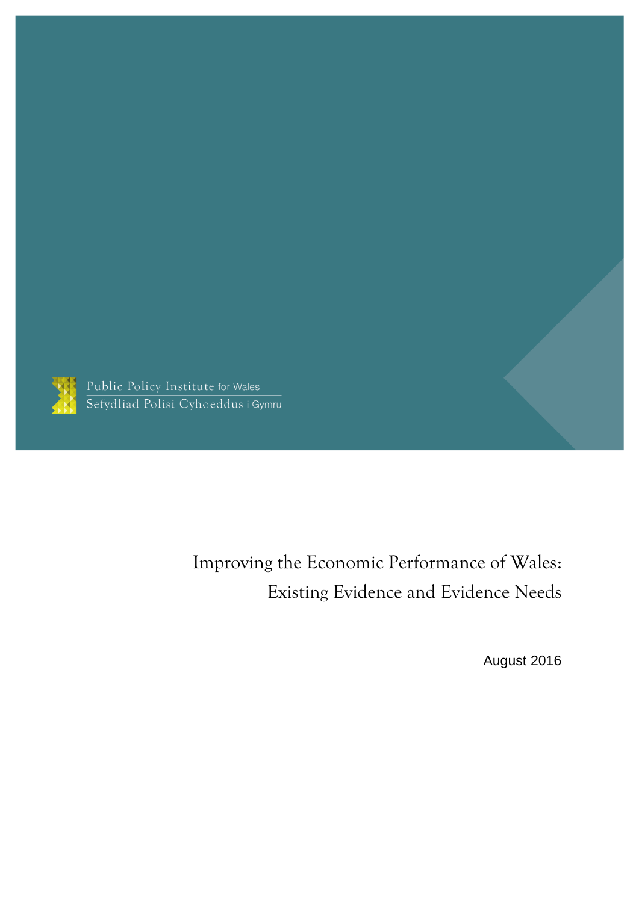Public Policy Institute for Wales
Sefydliad Polisi Cyhoeddus i Gymru

# Improving the Economic Performance of Wales: Existing Evidence and Evidence Needs

August 2016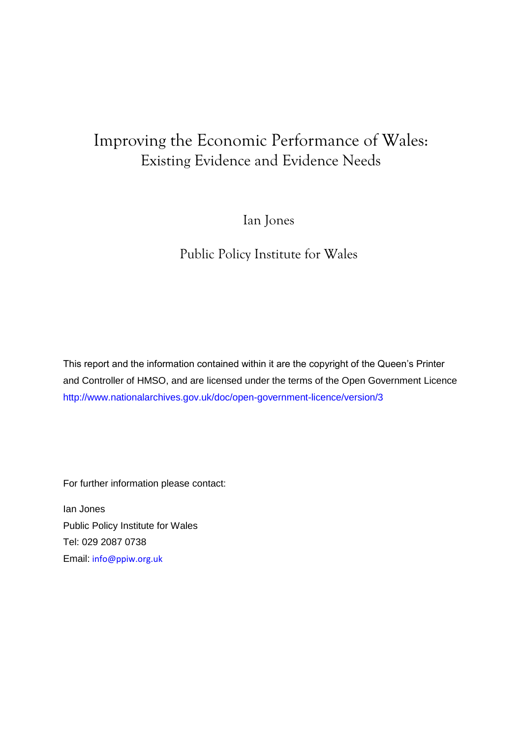# Improving the Economic Performance of Wales:
## Existing Evidence and Evidence Needs

Ian Jones

Public Policy Institute for Wales

This report and the information contained within it are the copyright of the Queen's Printer and Controller of HMSO, and are licensed under the terms of the Open Government Licence http://www.nationalarchives.gov.uk/doc/open-government-licence/version/3

For further information please contact:

Ian Jones
Public Policy Institute for Wales
Tel: 029 2087 0738
Email: info@ppiw.org.uk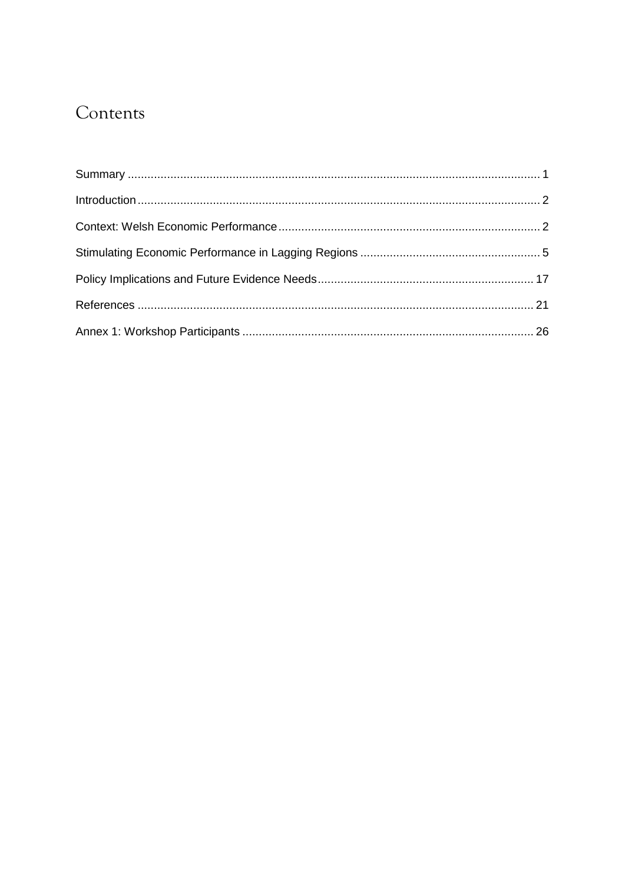# Contents

Summary ............................................................................................................................ 1

Introduction ........................................................................................................................ 2

Context: Welsh Economic Performance ............................................................................... 2

Stimulating Economic Performance in Lagging Regions ...................................................... 5

Policy Implications and Future Evidence Needs ................................................................. 17

References ........................................................................................................................ 21

Annex 1: Workshop Participants ........................................................................................ 26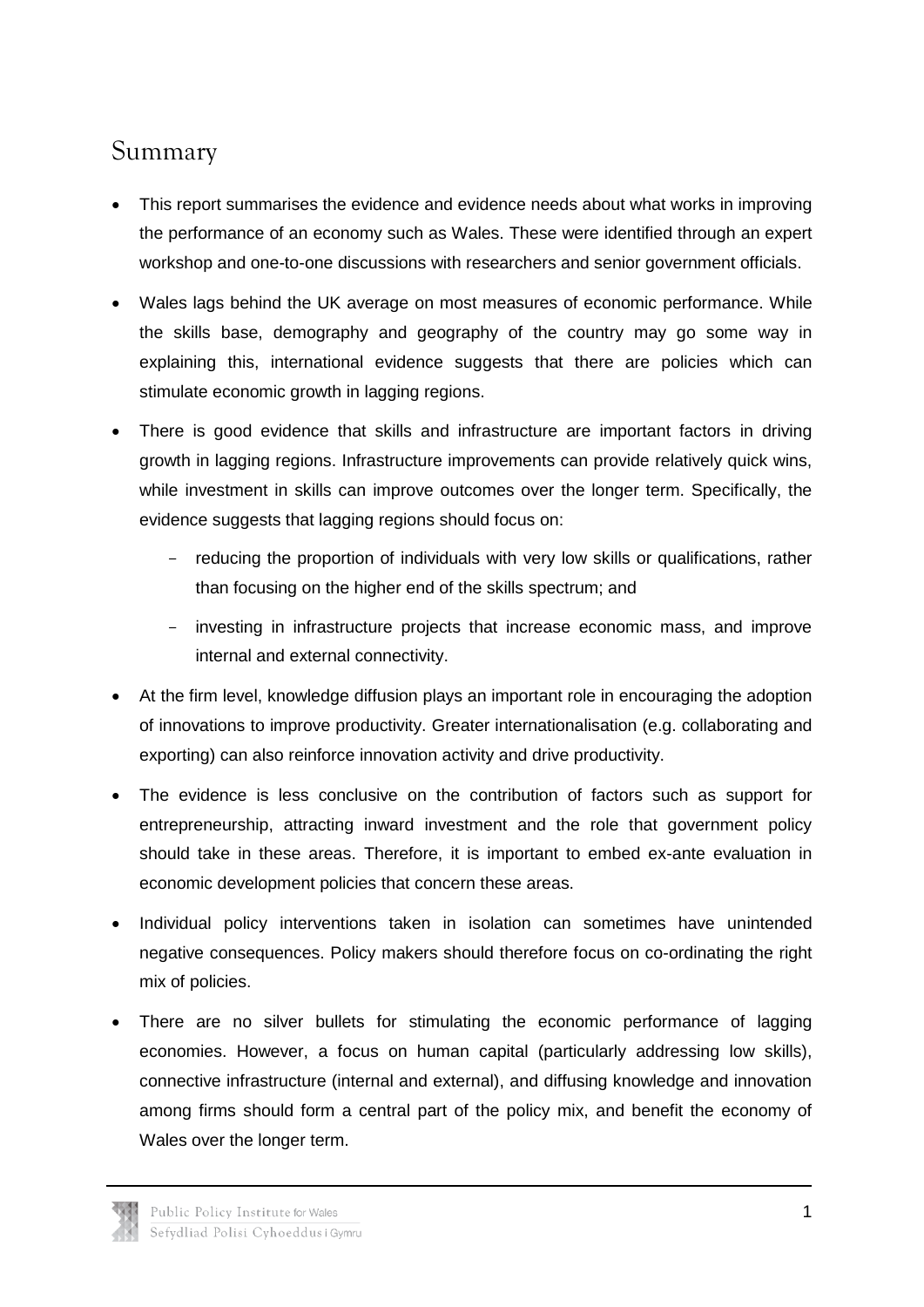# Summary

- This report summarises the evidence and evidence needs about what works in improving the performance of an economy such as Wales. These were identified through an expert workshop and one-to-one discussions with researchers and senior government officials.
- Wales lags behind the UK average on most measures of economic performance. While the skills base, demography and geography of the country may go some way in explaining this, international evidence suggests that there are policies which can stimulate economic growth in lagging regions.
- There is good evidence that skills and infrastructure are important factors in driving growth in lagging regions. Infrastructure improvements can provide relatively quick wins, while investment in skills can improve outcomes over the longer term. Specifically, the evidence suggests that lagging regions should focus on:
  - reducing the proportion of individuals with very low skills or qualifications, rather than focusing on the higher end of the skills spectrum; and
  - investing in infrastructure projects that increase economic mass, and improve internal and external connectivity.
- At the firm level, knowledge diffusion plays an important role in encouraging the adoption of innovations to improve productivity. Greater internationalisation (e.g. collaborating and exporting) can also reinforce innovation activity and drive productivity.
- The evidence is less conclusive on the contribution of factors such as support for entrepreneurship, attracting inward investment and the role that government policy should take in these areas. Therefore, it is important to embed ex-ante evaluation in economic development policies that concern these areas.
- Individual policy interventions taken in isolation can sometimes have unintended negative consequences. Policy makers should therefore focus on co-ordinating the right mix of policies.
- There are no silver bullets for stimulating the economic performance of lagging economies. However, a focus on human capital (particularly addressing low skills), connective infrastructure (internal and external), and diffusing knowledge and innovation among firms should form a central part of the policy mix, and benefit the economy of Wales over the longer term.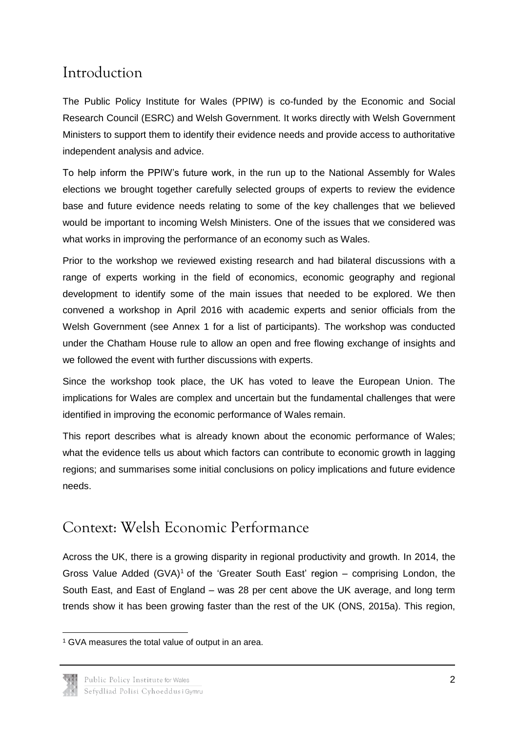## Introduction

The Public Policy Institute for Wales (PPIW) is co-funded by the Economic and Social Research Council (ESRC) and Welsh Government. It works directly with Welsh Government Ministers to support them to identify their evidence needs and provide access to authoritative independent analysis and advice.

To help inform the PPIW's future work, in the run up to the National Assembly for Wales elections we brought together carefully selected groups of experts to review the evidence base and future evidence needs relating to some of the key challenges that we believed would be important to incoming Welsh Ministers. One of the issues that we considered was what works in improving the performance of an economy such as Wales.

Prior to the workshop we reviewed existing research and had bilateral discussions with a range of experts working in the field of economics, economic geography and regional development to identify some of the main issues that needed to be explored. We then convened a workshop in April 2016 with academic experts and senior officials from the Welsh Government (see Annex 1 for a list of participants). The workshop was conducted under the Chatham House rule to allow an open and free flowing exchange of insights and we followed the event with further discussions with experts.

Since the workshop took place, the UK has voted to leave the European Union. The implications for Wales are complex and uncertain but the fundamental challenges that were identified in improving the economic performance of Wales remain.

This report describes what is already known about the economic performance of Wales; what the evidence tells us about which factors can contribute to economic growth in lagging regions; and summarises some initial conclusions on policy implications and future evidence needs.

## Context: Welsh Economic Performance

Across the UK, there is a growing disparity in regional productivity and growth. In 2014, the Gross Value Added (GVA)[1] of the 'Greater South East' region – comprising London, the South East, and East of England – was 28 per cent above the UK average, and long term trends show it has been growing faster than the rest of the UK (ONS, 2015a). This region,

[1] GVA measures the total value of output in an area.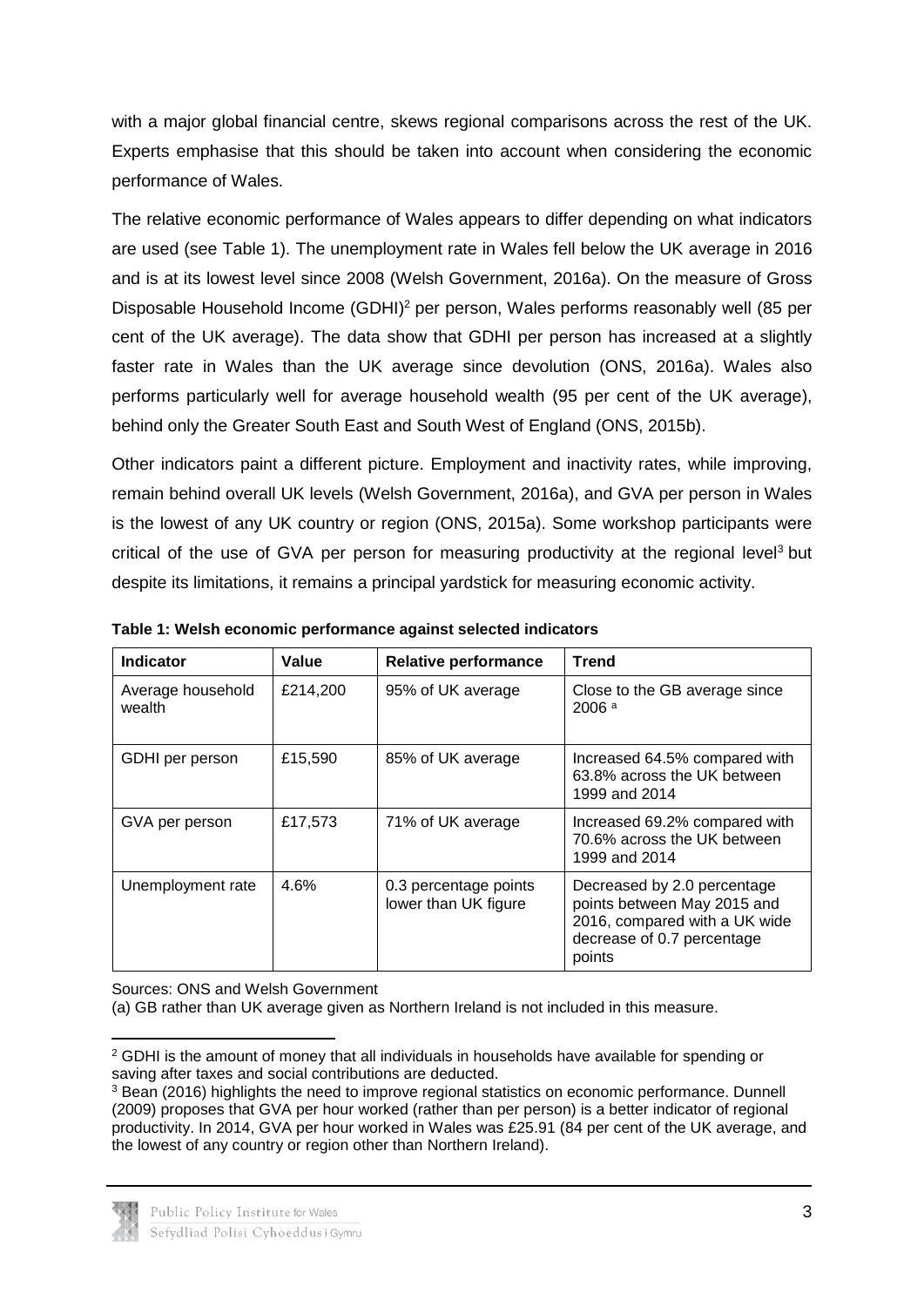with a major global financial centre, skews regional comparisons across the rest of the UK. Experts emphasise that this should be taken into account when considering the economic performance of Wales.

The relative economic performance of Wales appears to differ depending on what indicators are used (see Table 1). The unemployment rate in Wales fell below the UK average in 2016 and is at its lowest level since 2008 (Welsh Government, 2016a). On the measure of Gross Disposable Household Income (GDHI)[2] per person, Wales performs reasonably well (85 per cent of the UK average). The data show that GDHI per person has increased at a slightly faster rate in Wales than the UK average since devolution (ONS, 2016a). Wales also performs particularly well for average household wealth (95 per cent of the UK average), behind only the Greater South East and South West of England (ONS, 2015b).

Other indicators paint a different picture. Employment and inactivity rates, while improving, remain behind overall UK levels (Welsh Government, 2016a), and GVA per person in Wales is the lowest of any UK country or region (ONS, 2015a). Some workshop participants were critical of the use of GVA per person for measuring productivity at the regional level[3] but despite its limitations, it remains a principal yardstick for measuring economic activity.

**Table 1: Welsh economic performance against selected indicators**

| Indicator | Value | Relative performance | Trend |
|---|---|---|---|
| Average household wealth | £214,200 | 95% of UK average | Close to the GB average since 2006 [a] |
| GDHI per person | £15,590 | 85% of UK average | Increased 64.5% compared with 63.8% across the UK between 1999 and 2014 |
| GVA per person | £17,573 | 71% of UK average | Increased 69.2% compared with 70.6% across the UK between 1999 and 2014 |
| Unemployment rate | 4.6% | 0.3 percentage points lower than UK figure | Decreased by 2.0 percentage points between May 2015 and 2016, compared with a UK wide decrease of 0.7 percentage points |

Sources: ONS and Welsh Government

(a) GB rather than UK average given as Northern Ireland is not included in this measure.

[2] GDHI is the amount of money that all individuals in households have available for spending or saving after taxes and social contributions are deducted.

[3] Bean (2016) highlights the need to improve regional statistics on economic performance. Dunnell (2009) proposes that GVA per hour worked (rather than per person) is a better indicator of regional productivity. In 2014, GVA per hour worked in Wales was £25.91 (84 per cent of the UK average, and the lowest of any country or region other than Northern Ireland).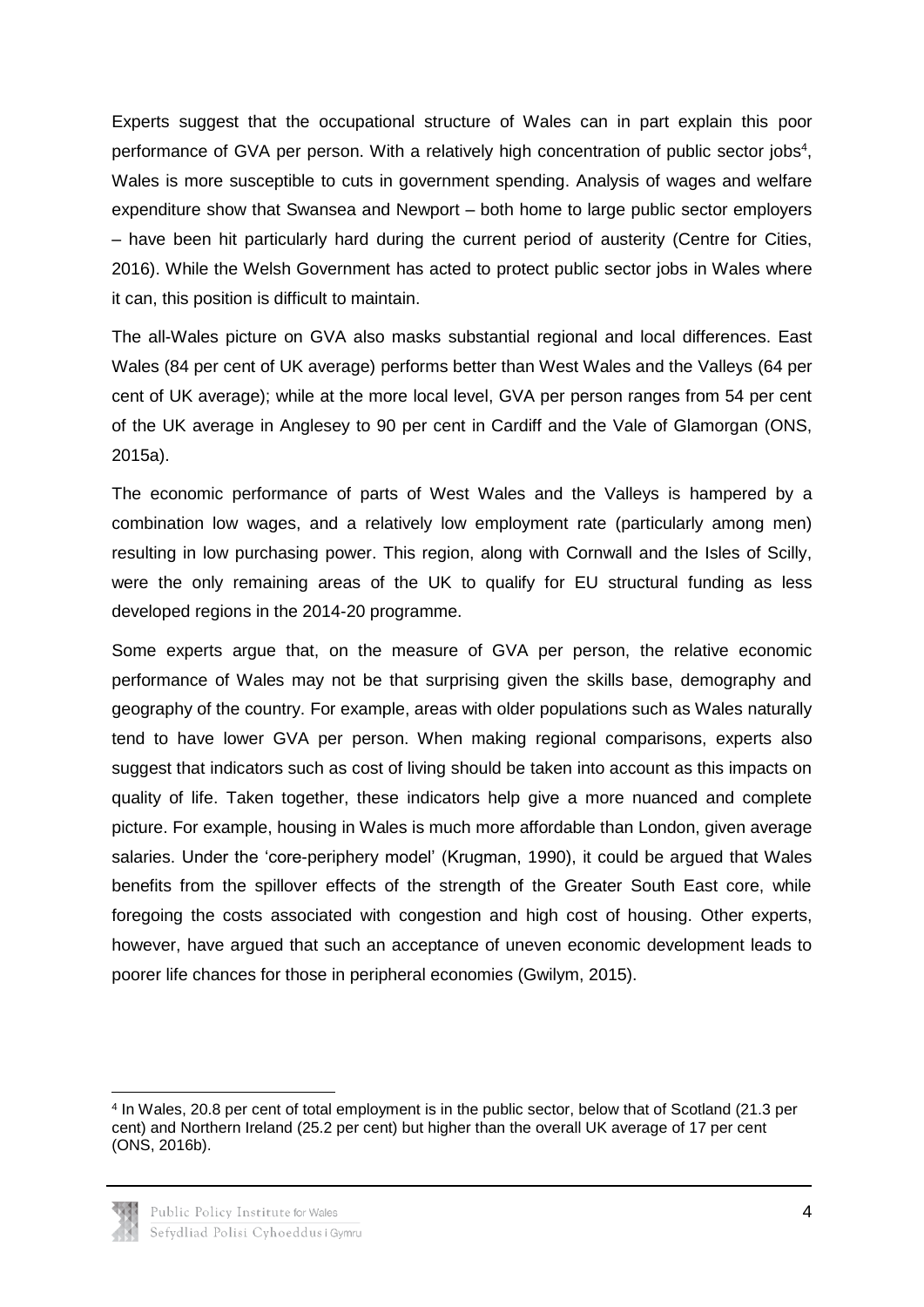Experts suggest that the occupational structure of Wales can in part explain this poor performance of GVA per person. With a relatively high concentration of public sector jobs[4], Wales is more susceptible to cuts in government spending. Analysis of wages and welfare expenditure show that Swansea and Newport – both home to large public sector employers – have been hit particularly hard during the current period of austerity (Centre for Cities, 2016). While the Welsh Government has acted to protect public sector jobs in Wales where it can, this position is difficult to maintain.

The all-Wales picture on GVA also masks substantial regional and local differences. East Wales (84 per cent of UK average) performs better than West Wales and the Valleys (64 per cent of UK average); while at the more local level, GVA per person ranges from 54 per cent of the UK average in Anglesey to 90 per cent in Cardiff and the Vale of Glamorgan (ONS, 2015a).

The economic performance of parts of West Wales and the Valleys is hampered by a combination low wages, and a relatively low employment rate (particularly among men) resulting in low purchasing power. This region, along with Cornwall and the Isles of Scilly, were the only remaining areas of the UK to qualify for EU structural funding as less developed regions in the 2014-20 programme.

Some experts argue that, on the measure of GVA per person, the relative economic performance of Wales may not be that surprising given the skills base, demography and geography of the country. For example, areas with older populations such as Wales naturally tend to have lower GVA per person. When making regional comparisons, experts also suggest that indicators such as cost of living should be taken into account as this impacts on quality of life. Taken together, these indicators help give a more nuanced and complete picture. For example, housing in Wales is much more affordable than London, given average salaries. Under the 'core-periphery model' (Krugman, 1990), it could be argued that Wales benefits from the spillover effects of the strength of the Greater South East core, while foregoing the costs associated with congestion and high cost of housing. Other experts, however, have argued that such an acceptance of uneven economic development leads to poorer life chances for those in peripheral economies (Gwilym, 2015).

[4] In Wales, 20.8 per cent of total employment is in the public sector, below that of Scotland (21.3 per cent) and Northern Ireland (25.2 per cent) but higher than the overall UK average of 17 per cent (ONS, 2016b).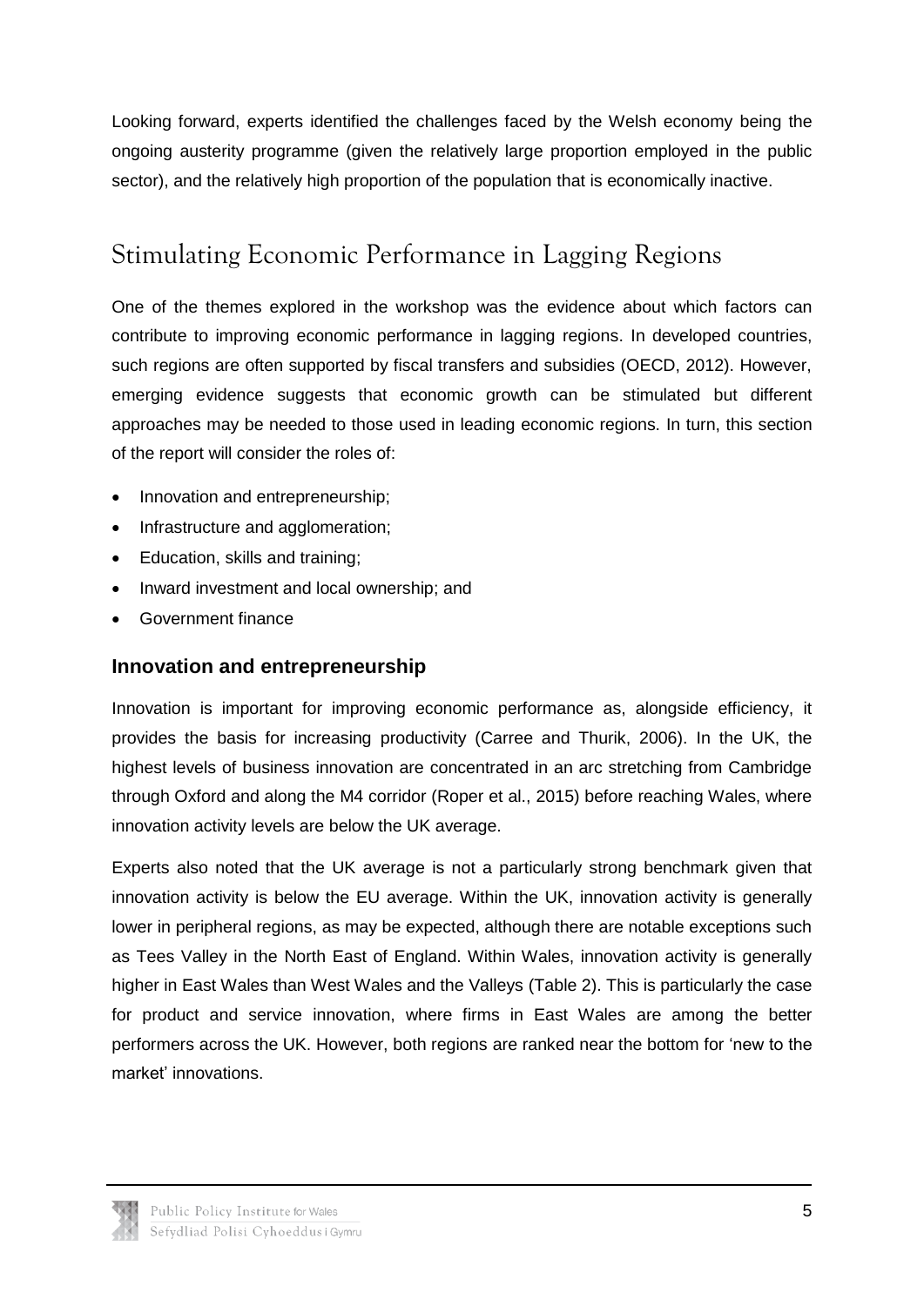Looking forward, experts identified the challenges faced by the Welsh economy being the ongoing austerity programme (given the relatively large proportion employed in the public sector), and the relatively high proportion of the population that is economically inactive.

## Stimulating Economic Performance in Lagging Regions

One of the themes explored in the workshop was the evidence about which factors can contribute to improving economic performance in lagging regions. In developed countries, such regions are often supported by fiscal transfers and subsidies (OECD, 2012). However, emerging evidence suggests that economic growth can be stimulated but different approaches may be needed to those used in leading economic regions. In turn, this section of the report will consider the roles of:

- Innovation and entrepreneurship;
- Infrastructure and agglomeration;
- Education, skills and training;
- Inward investment and local ownership; and
- Government finance

### Innovation and entrepreneurship

Innovation is important for improving economic performance as, alongside efficiency, it provides the basis for increasing productivity (Carree and Thurik, 2006). In the UK, the highest levels of business innovation are concentrated in an arc stretching from Cambridge through Oxford and along the M4 corridor (Roper et al., 2015) before reaching Wales, where innovation activity levels are below the UK average.

Experts also noted that the UK average is not a particularly strong benchmark given that innovation activity is below the EU average. Within the UK, innovation activity is generally lower in peripheral regions, as may be expected, although there are notable exceptions such as Tees Valley in the North East of England. Within Wales, innovation activity is generally higher in East Wales than West Wales and the Valleys (Table 2). This is particularly the case for product and service innovation, where firms in East Wales are among the better performers across the UK. However, both regions are ranked near the bottom for 'new to the market' innovations.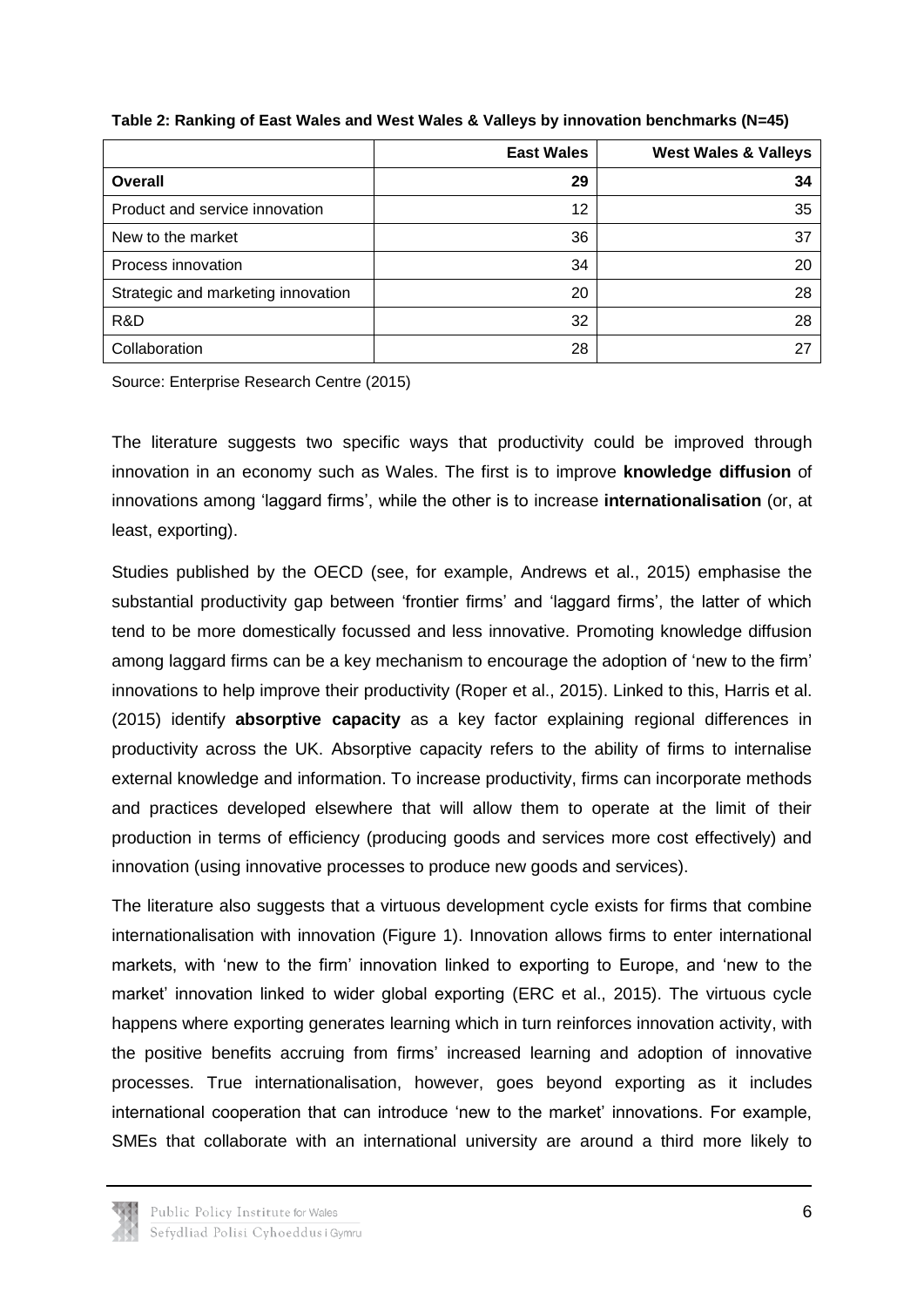**Table 2: Ranking of East Wales and West Wales & Valleys by innovation benchmarks (N=45)**

| | East Wales | West Wales & Valleys |
|---|---|---|
| **Overall** | **29** | **34** |
| Product and service innovation | 12 | 35 |
| New to the market | 36 | 37 |
| Process innovation | 34 | 20 |
| Strategic and marketing innovation | 20 | 28 |
| R&D | 32 | 28 |
| Collaboration | 28 | 27 |

Source: Enterprise Research Centre (2015)

The literature suggests two specific ways that productivity could be improved through innovation in an economy such as Wales. The first is to improve **knowledge diffusion** of innovations among 'laggard firms', while the other is to increase **internationalisation** (or, at least, exporting).

Studies published by the OECD (see, for example, Andrews et al., 2015) emphasise the substantial productivity gap between 'frontier firms' and 'laggard firms', the latter of which tend to be more domestically focussed and less innovative. Promoting knowledge diffusion among laggard firms can be a key mechanism to encourage the adoption of 'new to the firm' innovations to help improve their productivity (Roper et al., 2015). Linked to this, Harris et al. (2015) identify **absorptive capacity** as a key factor explaining regional differences in productivity across the UK. Absorptive capacity refers to the ability of firms to internalise external knowledge and information. To increase productivity, firms can incorporate methods and practices developed elsewhere that will allow them to operate at the limit of their production in terms of efficiency (producing goods and services more cost effectively) and innovation (using innovative processes to produce new goods and services).

The literature also suggests that a virtuous development cycle exists for firms that combine internationalisation with innovation (Figure 1). Innovation allows firms to enter international markets, with 'new to the firm' innovation linked to exporting to Europe, and 'new to the market' innovation linked to wider global exporting (ERC et al., 2015). The virtuous cycle happens where exporting generates learning which in turn reinforces innovation activity, with the positive benefits accruing from firms' increased learning and adoption of innovative processes. True internationalisation, however, goes beyond exporting as it includes international cooperation that can introduce 'new to the market' innovations. For example, SMEs that collaborate with an international university are around a third more likely to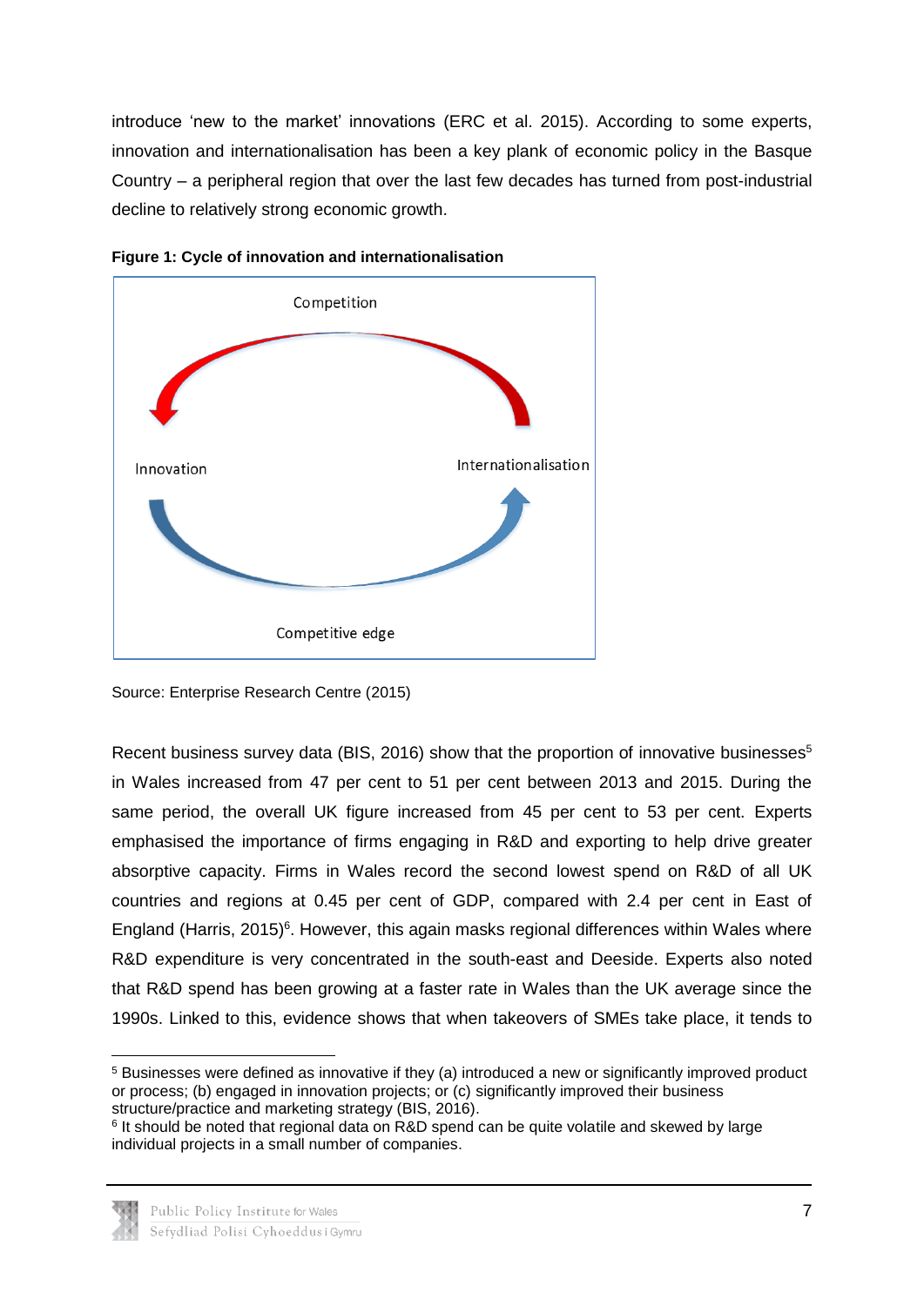introduce 'new to the market' innovations (ERC et al. 2015). According to some experts, innovation and internationalisation has been a key plank of economic policy in the Basque Country – a peripheral region that over the last few decades has turned from post-industrial decline to relatively strong economic growth.

**Figure 1: Cycle of innovation and internationalisation**

Competition

Innovation

Internationalisation

Competitive edge

Source: Enterprise Research Centre (2015)

Recent business survey data (BIS, 2016) show that the proportion of innovative businesses[5] in Wales increased from 47 per cent to 51 per cent between 2013 and 2015. During the same period, the overall UK figure increased from 45 per cent to 53 per cent. Experts emphasised the importance of firms engaging in R&D and exporting to help drive greater absorptive capacity. Firms in Wales record the second lowest spend on R&D of all UK countries and regions at 0.45 per cent of GDP, compared with 2.4 per cent in East of England (Harris, 2015)[6]. However, this again masks regional differences within Wales where R&D expenditure is very concentrated in the south-east and Deeside. Experts also noted that R&D spend has been growing at a faster rate in Wales than the UK average since the 1990s. Linked to this, evidence shows that when takeovers of SMEs take place, it tends to

[5] Businesses were defined as innovative if they (a) introduced a new or significantly improved product or process; (b) engaged in innovation projects; or (c) significantly improved their business structure/practice and marketing strategy (BIS, 2016).

[6] It should be noted that regional data on R&D spend can be quite volatile and skewed by large individual projects in a small number of companies.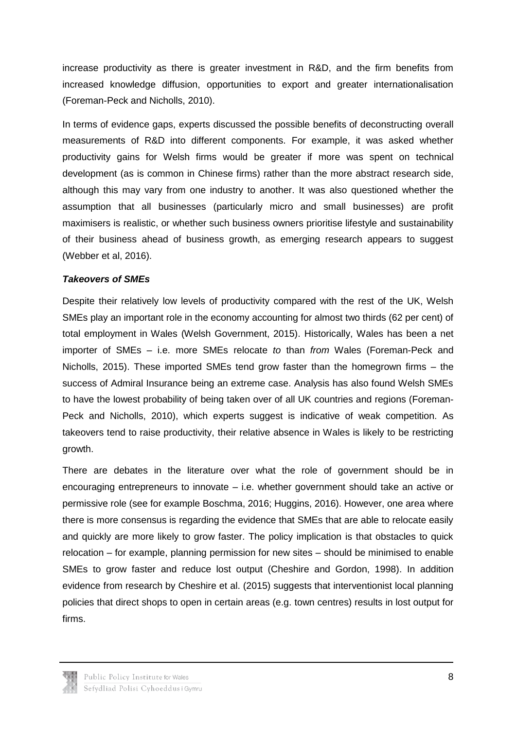increase productivity as there is greater investment in R&D, and the firm benefits from increased knowledge diffusion, opportunities to export and greater internationalisation (Foreman-Peck and Nicholls, 2010).

In terms of evidence gaps, experts discussed the possible benefits of deconstructing overall measurements of R&D into different components. For example, it was asked whether productivity gains for Welsh firms would be greater if more was spent on technical development (as is common in Chinese firms) rather than the more abstract research side, although this may vary from one industry to another. It was also questioned whether the assumption that all businesses (particularly micro and small businesses) are profit maximisers is realistic, or whether such business owners prioritise lifestyle and sustainability of their business ahead of business growth, as emerging research appears to suggest (Webber et al, 2016).

***Takeovers of SMEs***

Despite their relatively low levels of productivity compared with the rest of the UK, Welsh SMEs play an important role in the economy accounting for almost two thirds (62 per cent) of total employment in Wales (Welsh Government, 2015). Historically, Wales has been a net importer of SMEs – i.e. more SMEs relocate *to* than *from* Wales (Foreman-Peck and Nicholls, 2015). These imported SMEs tend grow faster than the homegrown firms – the success of Admiral Insurance being an extreme case. Analysis has also found Welsh SMEs to have the lowest probability of being taken over of all UK countries and regions (Foreman-Peck and Nicholls, 2010), which experts suggest is indicative of weak competition. As takeovers tend to raise productivity, their relative absence in Wales is likely to be restricting growth.

There are debates in the literature over what the role of government should be in encouraging entrepreneurs to innovate – i.e. whether government should take an active or permissive role (see for example Boschma, 2016; Huggins, 2016). However, one area where there is more consensus is regarding the evidence that SMEs that are able to relocate easily and quickly are more likely to grow faster. The policy implication is that obstacles to quick relocation – for example, planning permission for new sites – should be minimised to enable SMEs to grow faster and reduce lost output (Cheshire and Gordon, 1998). In addition evidence from research by Cheshire et al. (2015) suggests that interventionist local planning policies that direct shops to open in certain areas (e.g. town centres) results in lost output for firms.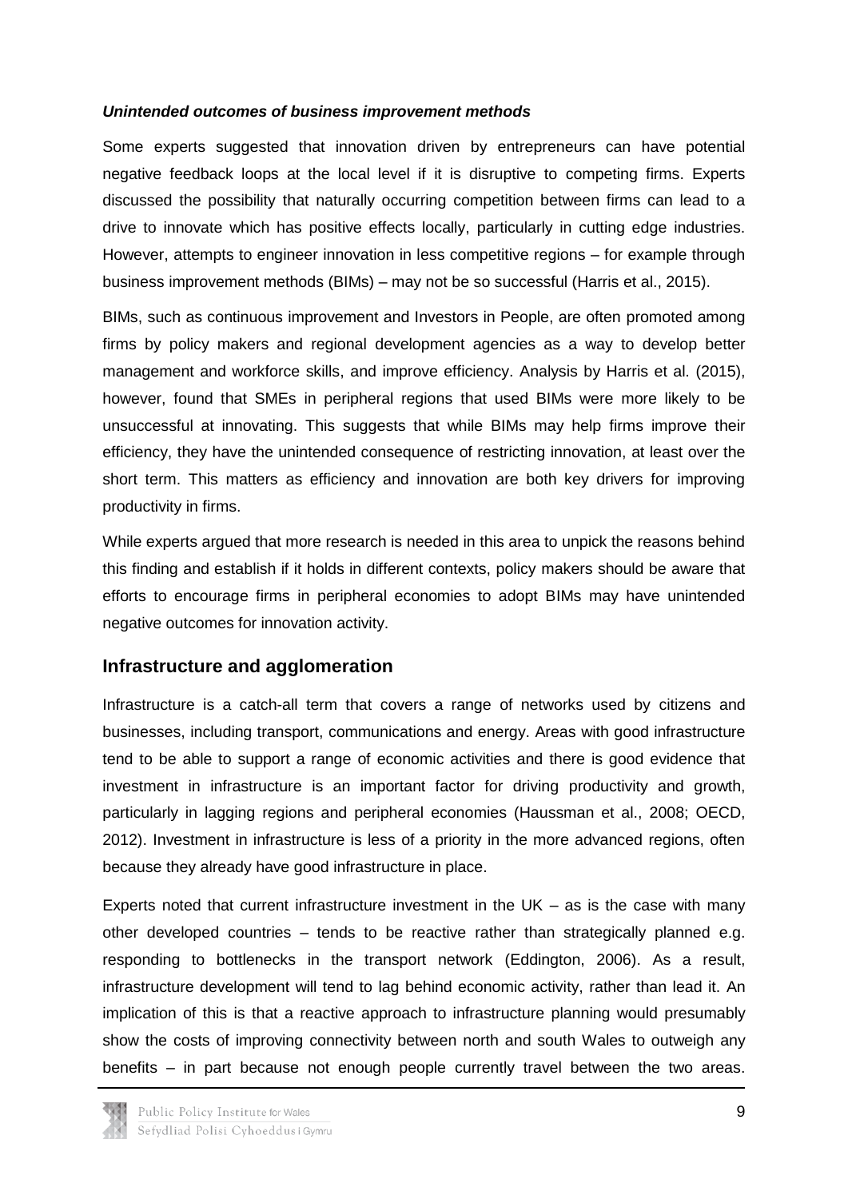***Unintended outcomes of business improvement methods***

Some experts suggested that innovation driven by entrepreneurs can have potential negative feedback loops at the local level if it is disruptive to competing firms. Experts discussed the possibility that naturally occurring competition between firms can lead to a drive to innovate which has positive effects locally, particularly in cutting edge industries. However, attempts to engineer innovation in less competitive regions – for example through business improvement methods (BIMs) – may not be so successful (Harris et al., 2015).

BIMs, such as continuous improvement and Investors in People, are often promoted among firms by policy makers and regional development agencies as a way to develop better management and workforce skills, and improve efficiency. Analysis by Harris et al. (2015), however, found that SMEs in peripheral regions that used BIMs were more likely to be unsuccessful at innovating. This suggests that while BIMs may help firms improve their efficiency, they have the unintended consequence of restricting innovation, at least over the short term. This matters as efficiency and innovation are both key drivers for improving productivity in firms.

While experts argued that more research is needed in this area to unpick the reasons behind this finding and establish if it holds in different contexts, policy makers should be aware that efforts to encourage firms in peripheral economies to adopt BIMs may have unintended negative outcomes for innovation activity.

## Infrastructure and agglomeration

Infrastructure is a catch-all term that covers a range of networks used by citizens and businesses, including transport, communications and energy. Areas with good infrastructure tend to be able to support a range of economic activities and there is good evidence that investment in infrastructure is an important factor for driving productivity and growth, particularly in lagging regions and peripheral economies (Haussman et al., 2008; OECD, 2012). Investment in infrastructure is less of a priority in the more advanced regions, often because they already have good infrastructure in place.

Experts noted that current infrastructure investment in the UK – as is the case with many other developed countries – tends to be reactive rather than strategically planned e.g. responding to bottlenecks in the transport network (Eddington, 2006). As a result, infrastructure development will tend to lag behind economic activity, rather than lead it. An implication of this is that a reactive approach to infrastructure planning would presumably show the costs of improving connectivity between north and south Wales to outweigh any benefits – in part because not enough people currently travel between the two areas.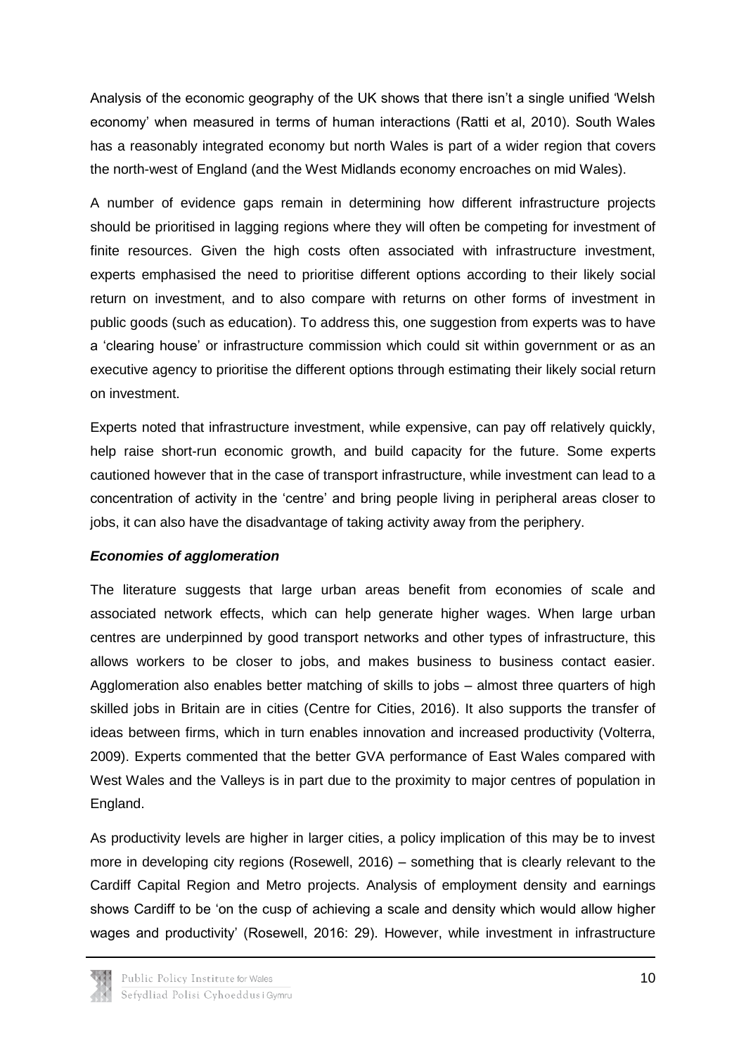Analysis of the economic geography of the UK shows that there isn't a single unified 'Welsh economy' when measured in terms of human interactions (Ratti et al, 2010). South Wales has a reasonably integrated economy but north Wales is part of a wider region that covers the north-west of England (and the West Midlands economy encroaches on mid Wales).

A number of evidence gaps remain in determining how different infrastructure projects should be prioritised in lagging regions where they will often be competing for investment of finite resources. Given the high costs often associated with infrastructure investment, experts emphasised the need to prioritise different options according to their likely social return on investment, and to also compare with returns on other forms of investment in public goods (such as education). To address this, one suggestion from experts was to have a 'clearing house' or infrastructure commission which could sit within government or as an executive agency to prioritise the different options through estimating their likely social return on investment.

Experts noted that infrastructure investment, while expensive, can pay off relatively quickly, help raise short-run economic growth, and build capacity for the future. Some experts cautioned however that in the case of transport infrastructure, while investment can lead to a concentration of activity in the 'centre' and bring people living in peripheral areas closer to jobs, it can also have the disadvantage of taking activity away from the periphery.

***Economies of agglomeration***

The literature suggests that large urban areas benefit from economies of scale and associated network effects, which can help generate higher wages. When large urban centres are underpinned by good transport networks and other types of infrastructure, this allows workers to be closer to jobs, and makes business to business contact easier. Agglomeration also enables better matching of skills to jobs – almost three quarters of high skilled jobs in Britain are in cities (Centre for Cities, 2016). It also supports the transfer of ideas between firms, which in turn enables innovation and increased productivity (Volterra, 2009). Experts commented that the better GVA performance of East Wales compared with West Wales and the Valleys is in part due to the proximity to major centres of population in England.

As productivity levels are higher in larger cities, a policy implication of this may be to invest more in developing city regions (Rosewell, 2016) – something that is clearly relevant to the Cardiff Capital Region and Metro projects. Analysis of employment density and earnings shows Cardiff to be 'on the cusp of achieving a scale and density which would allow higher wages and productivity' (Rosewell, 2016: 29). However, while investment in infrastructure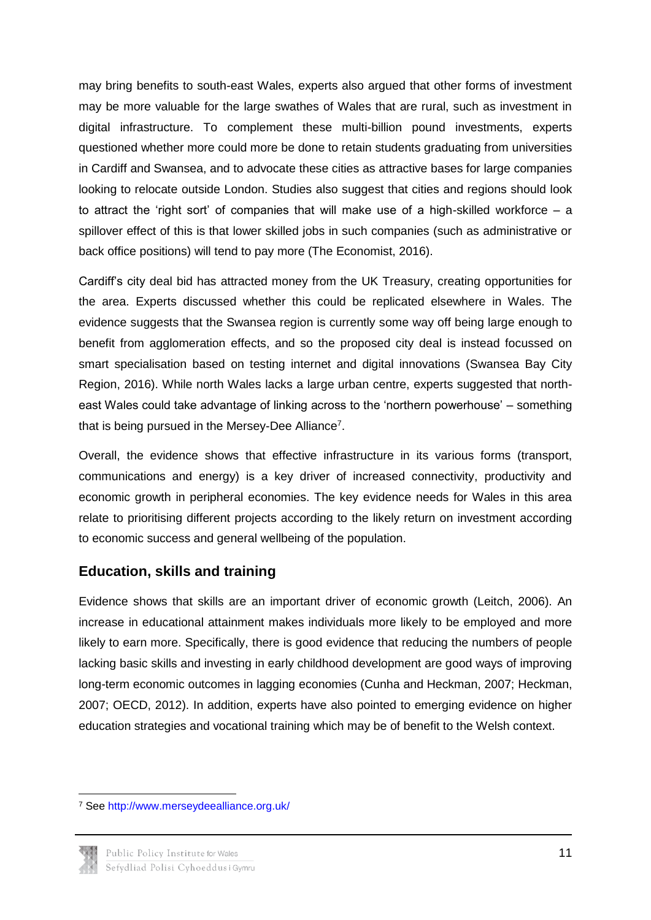may bring benefits to south-east Wales, experts also argued that other forms of investment may be more valuable for the large swathes of Wales that are rural, such as investment in digital infrastructure. To complement these multi-billion pound investments, experts questioned whether more could more be done to retain students graduating from universities in Cardiff and Swansea, and to advocate these cities as attractive bases for large companies looking to relocate outside London. Studies also suggest that cities and regions should look to attract the 'right sort' of companies that will make use of a high-skilled workforce – a spillover effect of this is that lower skilled jobs in such companies (such as administrative or back office positions) will tend to pay more (The Economist, 2016).

Cardiff's city deal bid has attracted money from the UK Treasury, creating opportunities for the area. Experts discussed whether this could be replicated elsewhere in Wales. The evidence suggests that the Swansea region is currently some way off being large enough to benefit from agglomeration effects, and so the proposed city deal is instead focussed on smart specialisation based on testing internet and digital innovations (Swansea Bay City Region, 2016). While north Wales lacks a large urban centre, experts suggested that north-east Wales could take advantage of linking across to the 'northern powerhouse' – something that is being pursued in the Mersey-Dee Alliance[7].

Overall, the evidence shows that effective infrastructure in its various forms (transport, communications and energy) is a key driver of increased connectivity, productivity and economic growth in peripheral economies. The key evidence needs for Wales in this area relate to prioritising different projects according to the likely return on investment according to economic success and general wellbeing of the population.

## Education, skills and training

Evidence shows that skills are an important driver of economic growth (Leitch, 2006). An increase in educational attainment makes individuals more likely to be employed and more likely to earn more. Specifically, there is good evidence that reducing the numbers of people lacking basic skills and investing in early childhood development are good ways of improving long-term economic outcomes in lagging economies (Cunha and Heckman, 2007; Heckman, 2007; OECD, 2012). In addition, experts have also pointed to emerging evidence on higher education strategies and vocational training which may be of benefit to the Welsh context.

[7] See http://www.merseydeealliance.org.uk/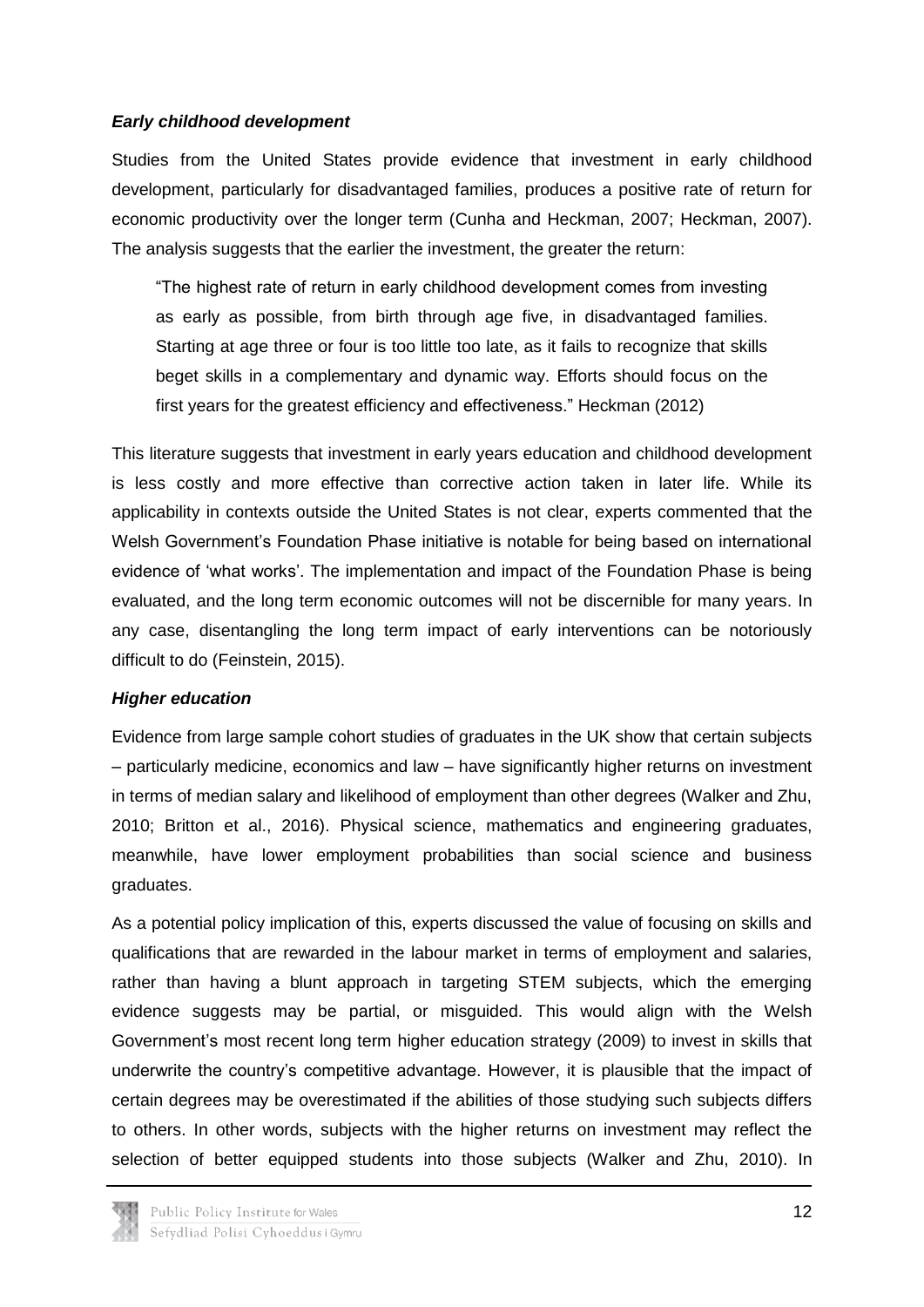### *Early childhood development*

Studies from the United States provide evidence that investment in early childhood development, particularly for disadvantaged families, produces a positive rate of return for economic productivity over the longer term (Cunha and Heckman, 2007; Heckman, 2007). The analysis suggests that the earlier the investment, the greater the return:

> "The highest rate of return in early childhood development comes from investing as early as possible, from birth through age five, in disadvantaged families. Starting at age three or four is too little too late, as it fails to recognize that skills beget skills in a complementary and dynamic way. Efforts should focus on the first years for the greatest efficiency and effectiveness." Heckman (2012)

This literature suggests that investment in early years education and childhood development is less costly and more effective than corrective action taken in later life. While its applicability in contexts outside the United States is not clear, experts commented that the Welsh Government's Foundation Phase initiative is notable for being based on international evidence of 'what works'. The implementation and impact of the Foundation Phase is being evaluated, and the long term economic outcomes will not be discernible for many years. In any case, disentangling the long term impact of early interventions can be notoriously difficult to do (Feinstein, 2015).

### *Higher education*

Evidence from large sample cohort studies of graduates in the UK show that certain subjects – particularly medicine, economics and law – have significantly higher returns on investment in terms of median salary and likelihood of employment than other degrees (Walker and Zhu, 2010; Britton et al., 2016). Physical science, mathematics and engineering graduates, meanwhile, have lower employment probabilities than social science and business graduates.

As a potential policy implication of this, experts discussed the value of focusing on skills and qualifications that are rewarded in the labour market in terms of employment and salaries, rather than having a blunt approach in targeting STEM subjects, which the emerging evidence suggests may be partial, or misguided. This would align with the Welsh Government's most recent long term higher education strategy (2009) to invest in skills that underwrite the country's competitive advantage. However, it is plausible that the impact of certain degrees may be overestimated if the abilities of those studying such subjects differs to others. In other words, subjects with the higher returns on investment may reflect the selection of better equipped students into those subjects (Walker and Zhu, 2010). In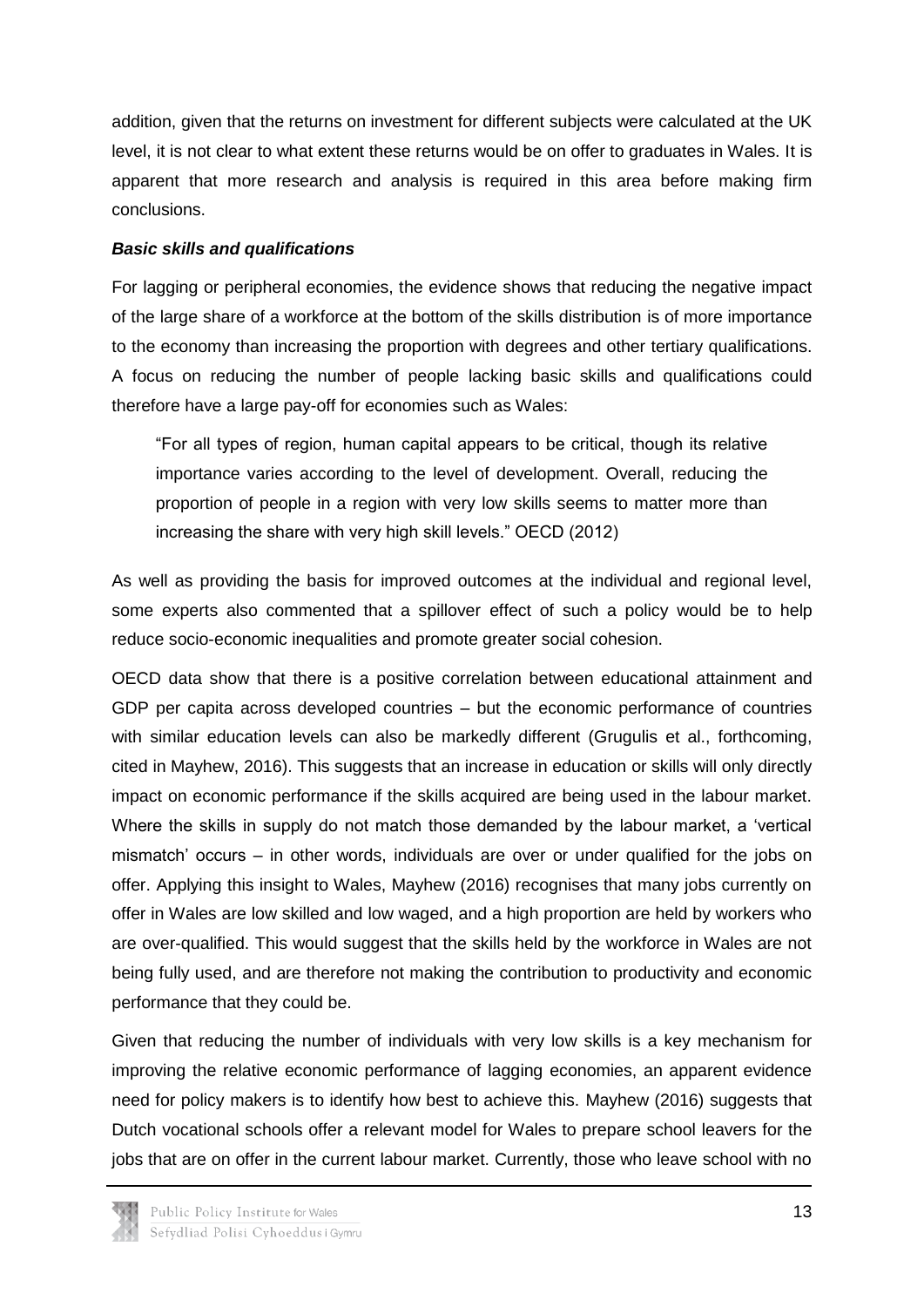addition, given that the returns on investment for different subjects were calculated at the UK level, it is not clear to what extent these returns would be on offer to graduates in Wales. It is apparent that more research and analysis is required in this area before making firm conclusions.

***Basic skills and qualifications***

For lagging or peripheral economies, the evidence shows that reducing the negative impact of the large share of a workforce at the bottom of the skills distribution is of more importance to the economy than increasing the proportion with degrees and other tertiary qualifications. A focus on reducing the number of people lacking basic skills and qualifications could therefore have a large pay-off for economies such as Wales:

> "For all types of region, human capital appears to be critical, though its relative importance varies according to the level of development. Overall, reducing the proportion of people in a region with very low skills seems to matter more than increasing the share with very high skill levels." OECD (2012)

As well as providing the basis for improved outcomes at the individual and regional level, some experts also commented that a spillover effect of such a policy would be to help reduce socio-economic inequalities and promote greater social cohesion.

OECD data show that there is a positive correlation between educational attainment and GDP per capita across developed countries – but the economic performance of countries with similar education levels can also be markedly different (Grugulis et al., forthcoming, cited in Mayhew, 2016). This suggests that an increase in education or skills will only directly impact on economic performance if the skills acquired are being used in the labour market. Where the skills in supply do not match those demanded by the labour market, a 'vertical mismatch' occurs – in other words, individuals are over or under qualified for the jobs on offer. Applying this insight to Wales, Mayhew (2016) recognises that many jobs currently on offer in Wales are low skilled and low waged, and a high proportion are held by workers who are over-qualified. This would suggest that the skills held by the workforce in Wales are not being fully used, and are therefore not making the contribution to productivity and economic performance that they could be.

Given that reducing the number of individuals with very low skills is a key mechanism for improving the relative economic performance of lagging economies, an apparent evidence need for policy makers is to identify how best to achieve this. Mayhew (2016) suggests that Dutch vocational schools offer a relevant model for Wales to prepare school leavers for the jobs that are on offer in the current labour market. Currently, those who leave school with no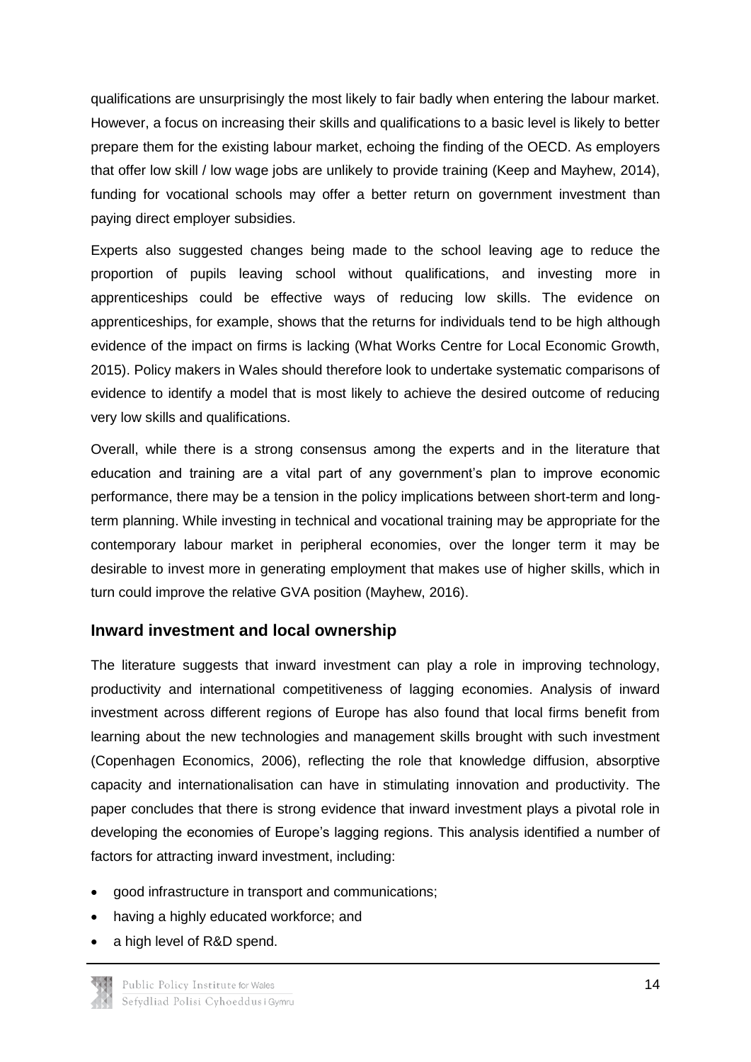qualifications are unsurprisingly the most likely to fair badly when entering the labour market. However, a focus on increasing their skills and qualifications to a basic level is likely to better prepare them for the existing labour market, echoing the finding of the OECD. As employers that offer low skill / low wage jobs are unlikely to provide training (Keep and Mayhew, 2014), funding for vocational schools may offer a better return on government investment than paying direct employer subsidies.

Experts also suggested changes being made to the school leaving age to reduce the proportion of pupils leaving school without qualifications, and investing more in apprenticeships could be effective ways of reducing low skills. The evidence on apprenticeships, for example, shows that the returns for individuals tend to be high although evidence of the impact on firms is lacking (What Works Centre for Local Economic Growth, 2015). Policy makers in Wales should therefore look to undertake systematic comparisons of evidence to identify a model that is most likely to achieve the desired outcome of reducing very low skills and qualifications.

Overall, while there is a strong consensus among the experts and in the literature that education and training are a vital part of any government's plan to improve economic performance, there may be a tension in the policy implications between short-term and long-term planning. While investing in technical and vocational training may be appropriate for the contemporary labour market in peripheral economies, over the longer term it may be desirable to invest more in generating employment that makes use of higher skills, which in turn could improve the relative GVA position (Mayhew, 2016).

## Inward investment and local ownership

The literature suggests that inward investment can play a role in improving technology, productivity and international competitiveness of lagging economies. Analysis of inward investment across different regions of Europe has also found that local firms benefit from learning about the new technologies and management skills brought with such investment (Copenhagen Economics, 2006), reflecting the role that knowledge diffusion, absorptive capacity and internationalisation can have in stimulating innovation and productivity. The paper concludes that there is strong evidence that inward investment plays a pivotal role in developing the economies of Europe's lagging regions. This analysis identified a number of factors for attracting inward investment, including:

- good infrastructure in transport and communications;
- having a highly educated workforce; and
- a high level of R&D spend.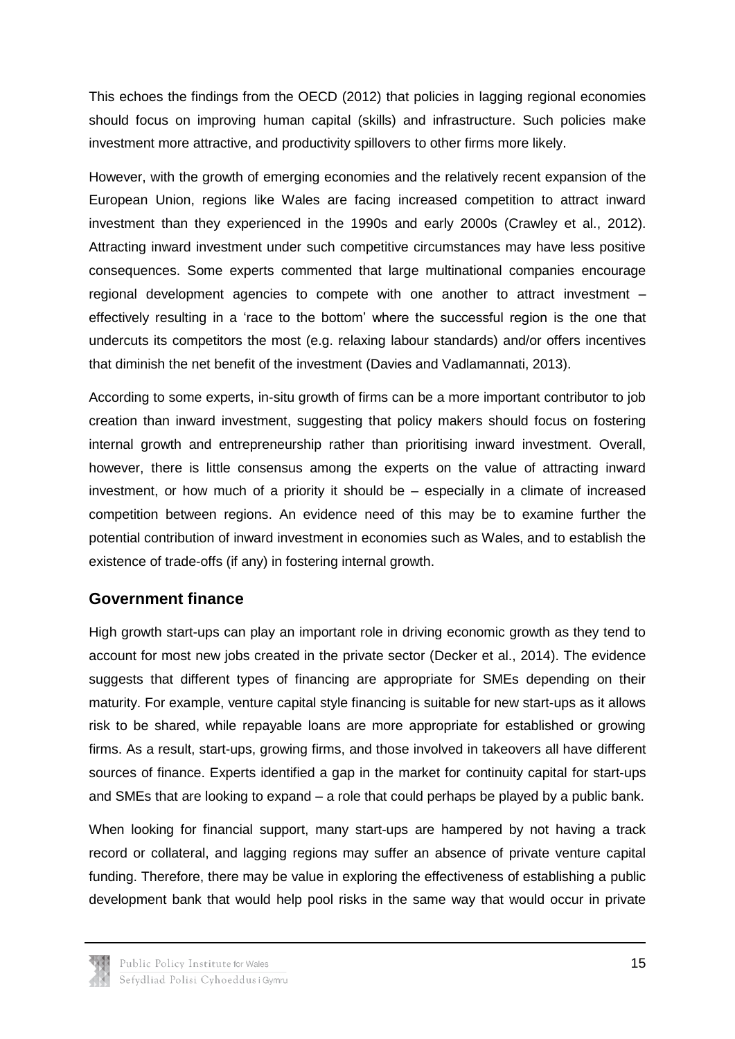This echoes the findings from the OECD (2012) that policies in lagging regional economies should focus on improving human capital (skills) and infrastructure. Such policies make investment more attractive, and productivity spillovers to other firms more likely.

However, with the growth of emerging economies and the relatively recent expansion of the European Union, regions like Wales are facing increased competition to attract inward investment than they experienced in the 1990s and early 2000s (Crawley et al., 2012). Attracting inward investment under such competitive circumstances may have less positive consequences. Some experts commented that large multinational companies encourage regional development agencies to compete with one another to attract investment – effectively resulting in a 'race to the bottom' where the successful region is the one that undercuts its competitors the most (e.g. relaxing labour standards) and/or offers incentives that diminish the net benefit of the investment (Davies and Vadlamannati, 2013).

According to some experts, in-situ growth of firms can be a more important contributor to job creation than inward investment, suggesting that policy makers should focus on fostering internal growth and entrepreneurship rather than prioritising inward investment. Overall, however, there is little consensus among the experts on the value of attracting inward investment, or how much of a priority it should be – especially in a climate of increased competition between regions. An evidence need of this may be to examine further the potential contribution of inward investment in economies such as Wales, and to establish the existence of trade-offs (if any) in fostering internal growth.

## Government finance

High growth start-ups can play an important role in driving economic growth as they tend to account for most new jobs created in the private sector (Decker et al., 2014). The evidence suggests that different types of financing are appropriate for SMEs depending on their maturity. For example, venture capital style financing is suitable for new start-ups as it allows risk to be shared, while repayable loans are more appropriate for established or growing firms. As a result, start-ups, growing firms, and those involved in takeovers all have different sources of finance. Experts identified a gap in the market for continuity capital for start-ups and SMEs that are looking to expand – a role that could perhaps be played by a public bank.

When looking for financial support, many start-ups are hampered by not having a track record or collateral, and lagging regions may suffer an absence of private venture capital funding. Therefore, there may be value in exploring the effectiveness of establishing a public development bank that would help pool risks in the same way that would occur in private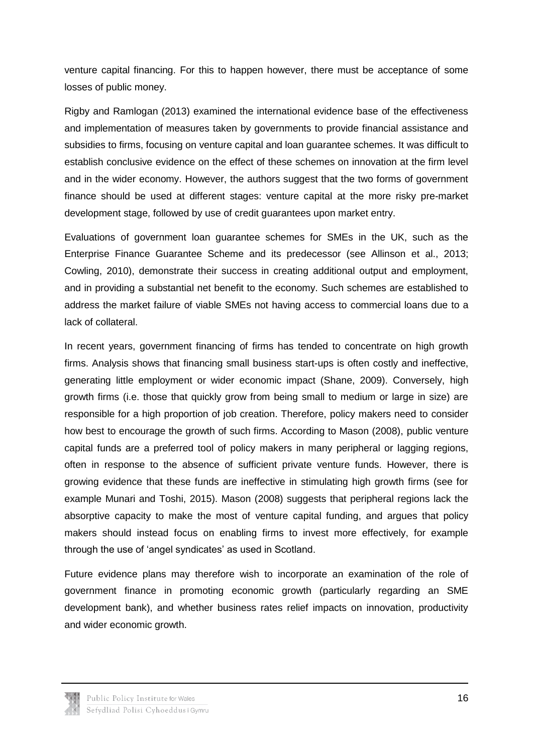venture capital financing. For this to happen however, there must be acceptance of some losses of public money.

Rigby and Ramlogan (2013) examined the international evidence base of the effectiveness and implementation of measures taken by governments to provide financial assistance and subsidies to firms, focusing on venture capital and loan guarantee schemes. It was difficult to establish conclusive evidence on the effect of these schemes on innovation at the firm level and in the wider economy. However, the authors suggest that the two forms of government finance should be used at different stages: venture capital at the more risky pre-market development stage, followed by use of credit guarantees upon market entry.

Evaluations of government loan guarantee schemes for SMEs in the UK, such as the Enterprise Finance Guarantee Scheme and its predecessor (see Allinson et al., 2013; Cowling, 2010), demonstrate their success in creating additional output and employment, and in providing a substantial net benefit to the economy. Such schemes are established to address the market failure of viable SMEs not having access to commercial loans due to a lack of collateral.

In recent years, government financing of firms has tended to concentrate on high growth firms. Analysis shows that financing small business start-ups is often costly and ineffective, generating little employment or wider economic impact (Shane, 2009). Conversely, high growth firms (i.e. those that quickly grow from being small to medium or large in size) are responsible for a high proportion of job creation. Therefore, policy makers need to consider how best to encourage the growth of such firms. According to Mason (2008), public venture capital funds are a preferred tool of policy makers in many peripheral or lagging regions, often in response to the absence of sufficient private venture funds. However, there is growing evidence that these funds are ineffective in stimulating high growth firms (see for example Munari and Toshi, 2015). Mason (2008) suggests that peripheral regions lack the absorptive capacity to make the most of venture capital funding, and argues that policy makers should instead focus on enabling firms to invest more effectively, for example through the use of 'angel syndicates' as used in Scotland.

Future evidence plans may therefore wish to incorporate an examination of the role of government finance in promoting economic growth (particularly regarding an SME development bank), and whether business rates relief impacts on innovation, productivity and wider economic growth.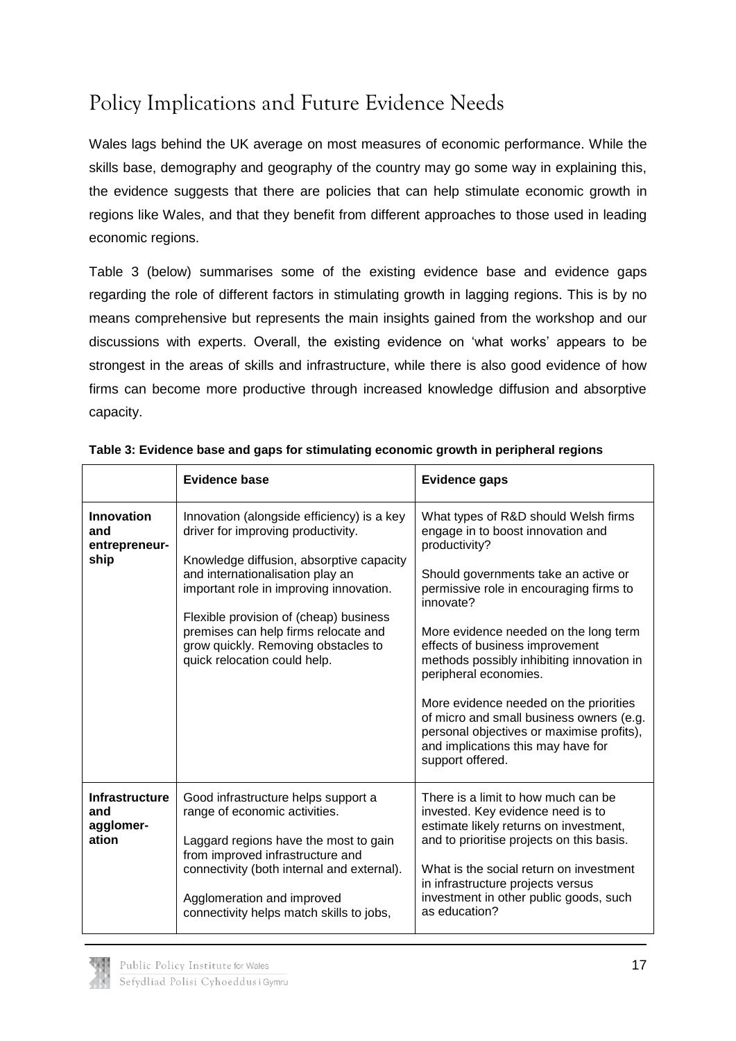## Policy Implications and Future Evidence Needs

Wales lags behind the UK average on most measures of economic performance. While the skills base, demography and geography of the country may go some way in explaining this, the evidence suggests that there are policies that can help stimulate economic growth in regions like Wales, and that they benefit from different approaches to those used in leading economic regions.

Table 3 (below) summarises some of the existing evidence base and evidence gaps regarding the role of different factors in stimulating growth in lagging regions. This is by no means comprehensive but represents the main insights gained from the workshop and our discussions with experts. Overall, the existing evidence on 'what works' appears to be strongest in the areas of skills and infrastructure, while there is also good evidence of how firms can become more productive through increased knowledge diffusion and absorptive capacity.

**Table 3: Evidence base and gaps for stimulating economic growth in peripheral regions**

| | Evidence base | Evidence gaps |
|---|---|---|
| **Innovation and entrepreneurship** | Innovation (alongside efficiency) is a key driver for improving productivity.<br><br>Knowledge diffusion, absorptive capacity and internationalisation play an important role in improving innovation.<br><br>Flexible provision of (cheap) business premises can help firms relocate and grow quickly. Removing obstacles to quick relocation could help. | What types of R&D should Welsh firms engage in to boost innovation and productivity?<br><br>Should governments take an active or permissive role in encouraging firms to innovate?<br><br>More evidence needed on the long term effects of business improvement methods possibly inhibiting innovation in peripheral economies.<br><br>More evidence needed on the priorities of micro and small business owners (e.g. personal objectives or maximise profits), and implications this may have for support offered. |
| **Infrastructure and agglomeration** | Good infrastructure helps support a range of economic activities.<br><br>Laggard regions have the most to gain from improved infrastructure and connectivity (both internal and external).<br><br>Agglomeration and improved connectivity helps match skills to jobs, | There is a limit to how much can be invested. Key evidence need is to estimate likely returns on investment, and to prioritise projects on this basis.<br><br>What is the social return on investment in infrastructure projects versus investment in other public goods, such as education? |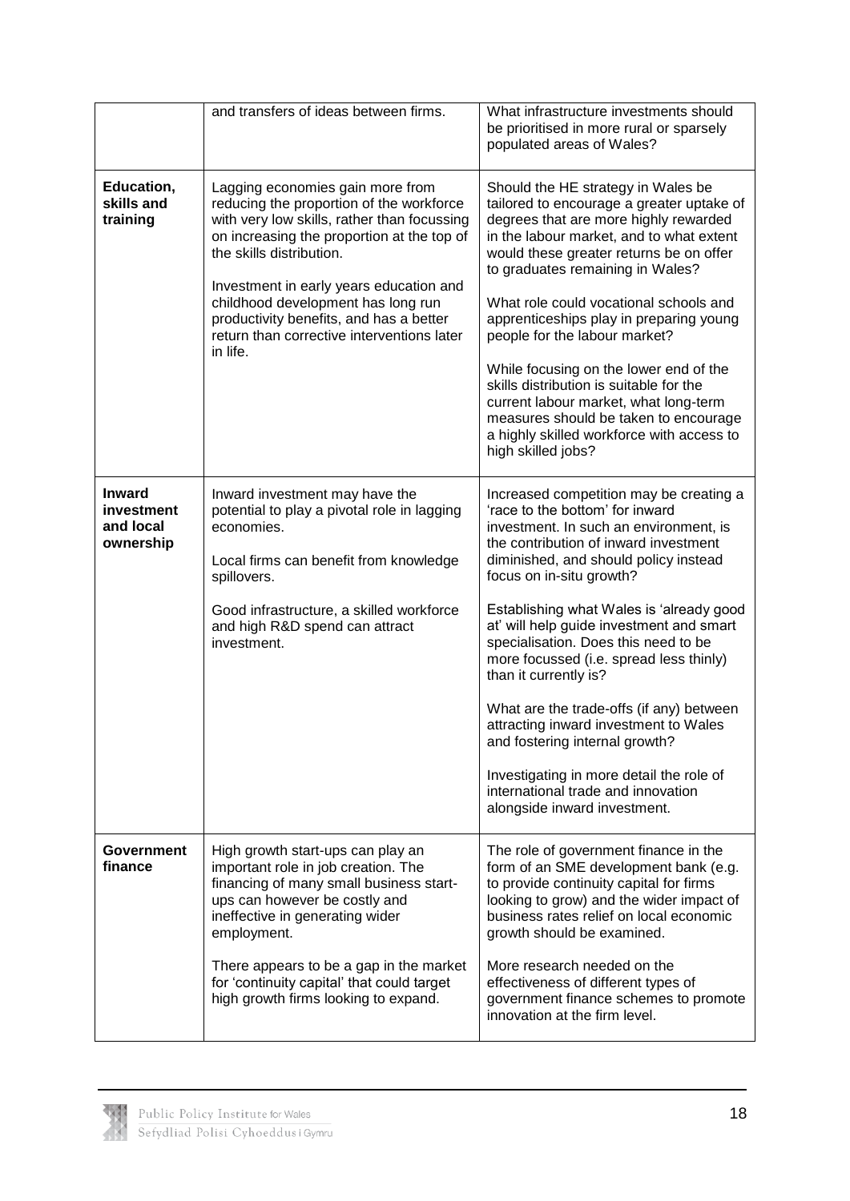|  | and transfers of ideas between firms. | What infrastructure investments should be prioritised in more rural or sparsely populated areas of Wales? |
|---|---|---|
| **Education, skills and training** | Lagging economies gain more from reducing the proportion of the workforce with very low skills, rather than focussing on increasing the proportion at the top of the skills distribution.<br><br>Investment in early years education and childhood development has long run productivity benefits, and has a better return than corrective interventions later in life. | Should the HE strategy in Wales be tailored to encourage a greater uptake of degrees that are more highly rewarded in the labour market, and to what extent would these greater returns be on offer to graduates remaining in Wales?<br><br>What role could vocational schools and apprenticeships play in preparing young people for the labour market?<br><br>While focusing on the lower end of the skills distribution is suitable for the current labour market, what long-term measures should be taken to encourage a highly skilled workforce with access to high skilled jobs? |
| **Inward investment and local ownership** | Inward investment may have the potential to play a pivotal role in lagging economies.<br><br>Local firms can benefit from knowledge spillovers.<br><br>Good infrastructure, a skilled workforce and high R&D spend can attract investment. | Increased competition may be creating a 'race to the bottom' for inward investment. In such an environment, is the contribution of inward investment diminished, and should policy instead focus on in-situ growth?<br><br>Establishing what Wales is 'already good at' will help guide investment and smart specialisation. Does this need to be more focussed (i.e. spread less thinly) than it currently is?<br><br>What are the trade-offs (if any) between attracting inward investment to Wales and fostering internal growth?<br><br>Investigating in more detail the role of international trade and innovation alongside inward investment. |
| **Government finance** | High growth start-ups can play an important role in job creation. The financing of many small business start-ups can however be costly and ineffective in generating wider employment.<br><br>There appears to be a gap in the market for 'continuity capital' that could target high growth firms looking to expand. | The role of government finance in the form of an SME development bank (e.g. to provide continuity capital for firms looking to grow) and the wider impact of business rates relief on local economic growth should be examined.<br><br>More research needed on the effectiveness of different types of government finance schemes to promote innovation at the firm level. |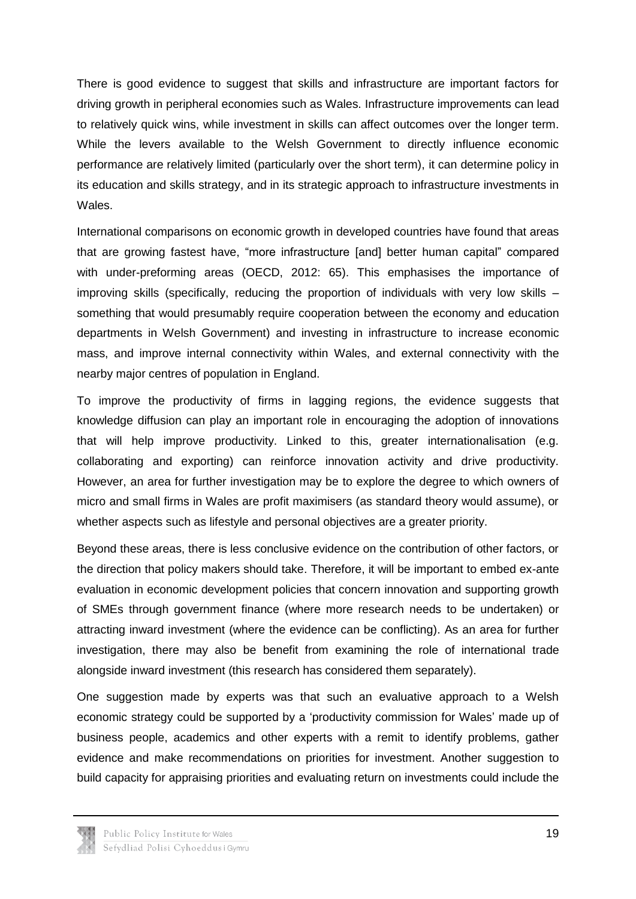There is good evidence to suggest that skills and infrastructure are important factors for driving growth in peripheral economies such as Wales. Infrastructure improvements can lead to relatively quick wins, while investment in skills can affect outcomes over the longer term. While the levers available to the Welsh Government to directly influence economic performance are relatively limited (particularly over the short term), it can determine policy in its education and skills strategy, and in its strategic approach to infrastructure investments in Wales.

International comparisons on economic growth in developed countries have found that areas that are growing fastest have, "more infrastructure [and] better human capital" compared with under-preforming areas (OECD, 2012: 65). This emphasises the importance of improving skills (specifically, reducing the proportion of individuals with very low skills – something that would presumably require cooperation between the economy and education departments in Welsh Government) and investing in infrastructure to increase economic mass, and improve internal connectivity within Wales, and external connectivity with the nearby major centres of population in England.

To improve the productivity of firms in lagging regions, the evidence suggests that knowledge diffusion can play an important role in encouraging the adoption of innovations that will help improve productivity. Linked to this, greater internationalisation (e.g. collaborating and exporting) can reinforce innovation activity and drive productivity. However, an area for further investigation may be to explore the degree to which owners of micro and small firms in Wales are profit maximisers (as standard theory would assume), or whether aspects such as lifestyle and personal objectives are a greater priority.

Beyond these areas, there is less conclusive evidence on the contribution of other factors, or the direction that policy makers should take. Therefore, it will be important to embed ex-ante evaluation in economic development policies that concern innovation and supporting growth of SMEs through government finance (where more research needs to be undertaken) or attracting inward investment (where the evidence can be conflicting). As an area for further investigation, there may also be benefit from examining the role of international trade alongside inward investment (this research has considered them separately).

One suggestion made by experts was that such an evaluative approach to a Welsh economic strategy could be supported by a 'productivity commission for Wales' made up of business people, academics and other experts with a remit to identify problems, gather evidence and make recommendations on priorities for investment. Another suggestion to build capacity for appraising priorities and evaluating return on investments could include the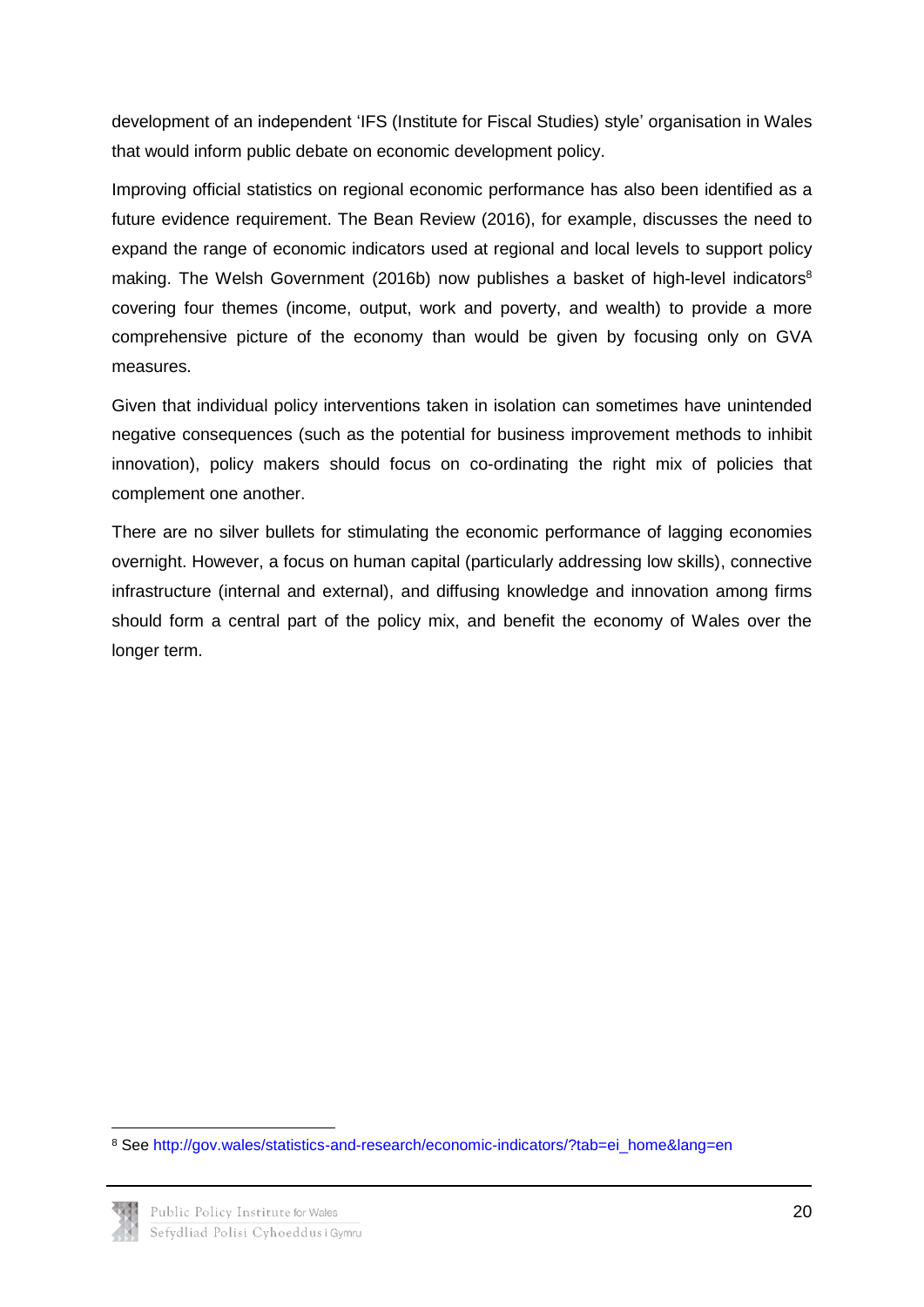development of an independent 'IFS (Institute for Fiscal Studies) style' organisation in Wales that would inform public debate on economic development policy.

Improving official statistics on regional economic performance has also been identified as a future evidence requirement. The Bean Review (2016), for example, discusses the need to expand the range of economic indicators used at regional and local levels to support policy making. The Welsh Government (2016b) now publishes a basket of high-level indicators[8] covering four themes (income, output, work and poverty, and wealth) to provide a more comprehensive picture of the economy than would be given by focusing only on GVA measures.

Given that individual policy interventions taken in isolation can sometimes have unintended negative consequences (such as the potential for business improvement methods to inhibit innovation), policy makers should focus on co-ordinating the right mix of policies that complement one another.

There are no silver bullets for stimulating the economic performance of lagging economies overnight. However, a focus on human capital (particularly addressing low skills), connective infrastructure (internal and external), and diffusing knowledge and innovation among firms should form a central part of the policy mix, and benefit the economy of Wales over the longer term.

[8] See http://gov.wales/statistics-and-research/economic-indicators/?tab=ei_home&lang=en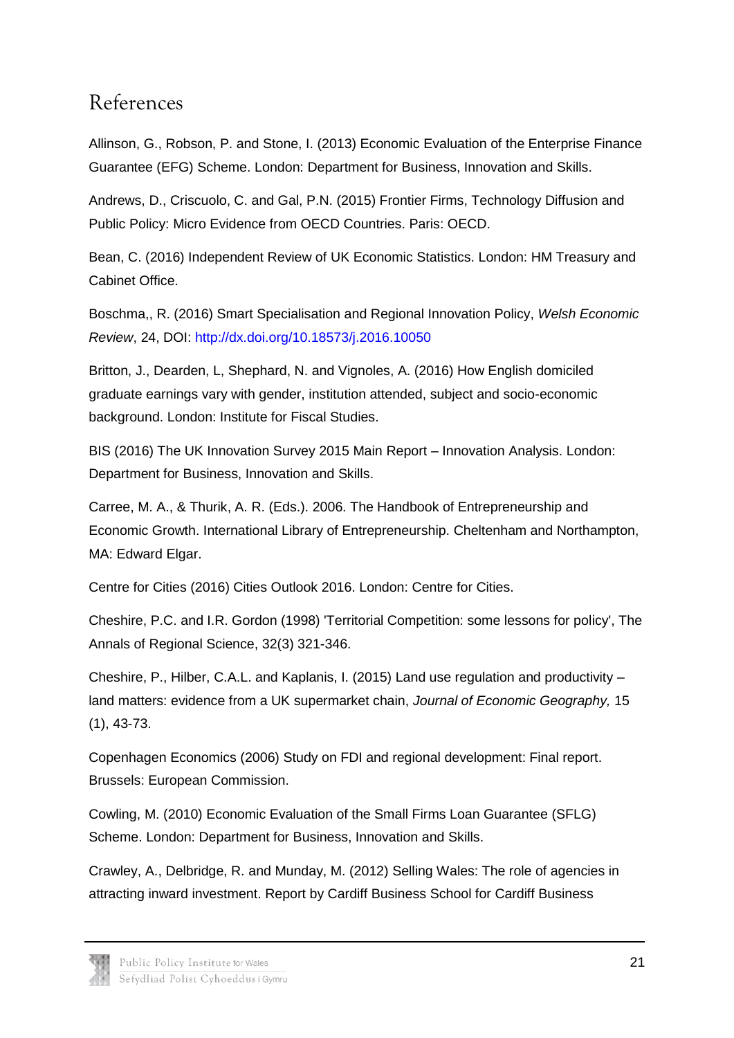# References

Allinson, G., Robson, P. and Stone, I. (2013) Economic Evaluation of the Enterprise Finance Guarantee (EFG) Scheme. London: Department for Business, Innovation and Skills.

Andrews, D., Criscuolo, C. and Gal, P.N. (2015) Frontier Firms, Technology Diffusion and Public Policy: Micro Evidence from OECD Countries. Paris: OECD.

Bean, C. (2016) Independent Review of UK Economic Statistics. London: HM Treasury and Cabinet Office.

Boschma,, R. (2016) Smart Specialisation and Regional Innovation Policy, *Welsh Economic Review*, 24, DOI: http://dx.doi.org/10.18573/j.2016.10050

Britton, J., Dearden, L, Shephard, N. and Vignoles, A. (2016) How English domiciled graduate earnings vary with gender, institution attended, subject and socio-economic background. London: Institute for Fiscal Studies.

BIS (2016) The UK Innovation Survey 2015 Main Report – Innovation Analysis. London: Department for Business, Innovation and Skills.

Carree, M. A., & Thurik, A. R. (Eds.). 2006. The Handbook of Entrepreneurship and Economic Growth. International Library of Entrepreneurship. Cheltenham and Northampton, MA: Edward Elgar.

Centre for Cities (2016) Cities Outlook 2016. London: Centre for Cities.

Cheshire, P.C. and I.R. Gordon (1998) 'Territorial Competition: some lessons for policy', The Annals of Regional Science, 32(3) 321-346.

Cheshire, P., Hilber, C.A.L. and Kaplanis, I. (2015) Land use regulation and productivity – land matters: evidence from a UK supermarket chain, *Journal of Economic Geography,* 15 (1), 43-73.

Copenhagen Economics (2006) Study on FDI and regional development: Final report. Brussels: European Commission.

Cowling, M. (2010) Economic Evaluation of the Small Firms Loan Guarantee (SFLG) Scheme. London: Department for Business, Innovation and Skills.

Crawley, A., Delbridge, R. and Munday, M. (2012) Selling Wales: The role of agencies in attracting inward investment. Report by Cardiff Business School for Cardiff Business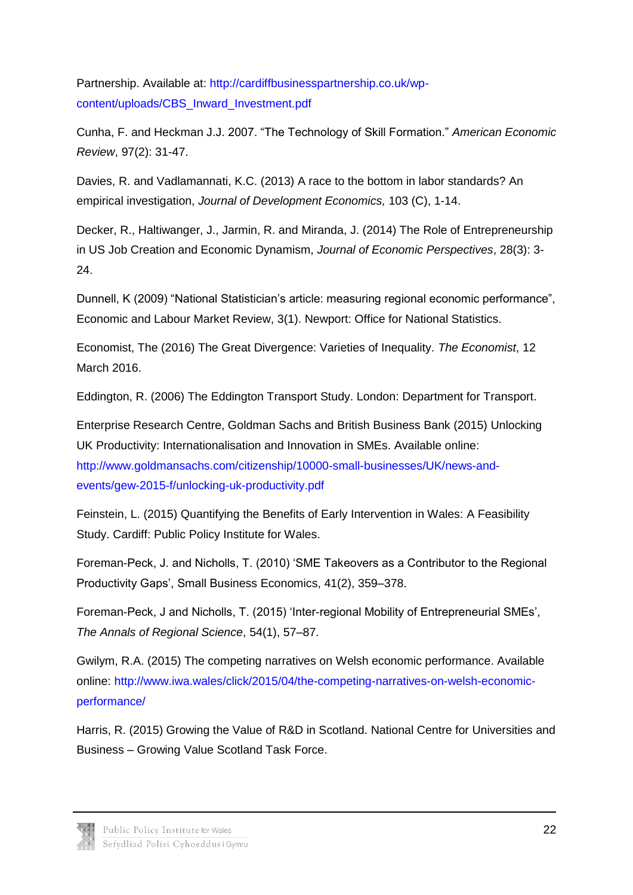Partnership. Available at: http://cardiffbusinesspartnership.co.uk/wp-content/uploads/CBS_Inward_Investment.pdf

Cunha, F. and Heckman J.J. 2007. "The Technology of Skill Formation." *American Economic Review*, 97(2): 31-47.

Davies, R. and Vadlamannati, K.C. (2013) A race to the bottom in labor standards? An empirical investigation, *Journal of Development Economics,* 103 (C), 1-14.

Decker, R., Haltiwanger, J., Jarmin, R. and Miranda, J. (2014) The Role of Entrepreneurship in US Job Creation and Economic Dynamism, *Journal of Economic Perspectives*, 28(3): 3-24.

Dunnell, K (2009) "National Statistician's article: measuring regional economic performance", Economic and Labour Market Review, 3(1). Newport: Office for National Statistics.

Economist, The (2016) The Great Divergence: Varieties of Inequality. *The Economist*, 12 March 2016.

Eddington, R. (2006) The Eddington Transport Study. London: Department for Transport.

Enterprise Research Centre, Goldman Sachs and British Business Bank (2015) Unlocking UK Productivity: Internationalisation and Innovation in SMEs. Available online: http://www.goldmansachs.com/citizenship/10000-small-businesses/UK/news-and-events/gew-2015-f/unlocking-uk-productivity.pdf

Feinstein, L. (2015) Quantifying the Benefits of Early Intervention in Wales: A Feasibility Study. Cardiff: Public Policy Institute for Wales.

Foreman-Peck, J. and Nicholls, T. (2010) 'SME Takeovers as a Contributor to the Regional Productivity Gaps', Small Business Economics, 41(2), 359–378.

Foreman-Peck, J and Nicholls, T. (2015) 'Inter-regional Mobility of Entrepreneurial SMEs', *The Annals of Regional Science*, 54(1), 57–87.

Gwilym, R.A. (2015) The competing narratives on Welsh economic performance. Available online: http://www.iwa.wales/click/2015/04/the-competing-narratives-on-welsh-economic-performance/

Harris, R. (2015) Growing the Value of R&D in Scotland. National Centre for Universities and Business – Growing Value Scotland Task Force.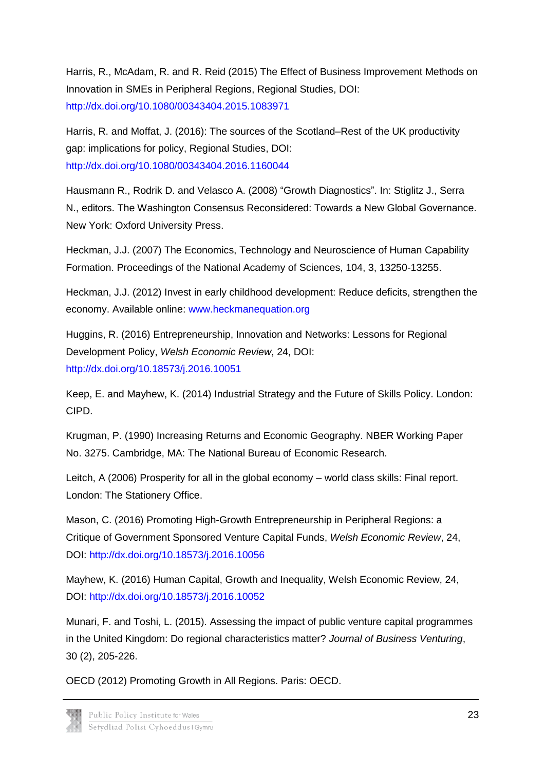Harris, R., McAdam, R. and R. Reid (2015) The Effect of Business Improvement Methods on Innovation in SMEs in Peripheral Regions, Regional Studies, DOI: http://dx.doi.org/10.1080/00343404.2015.1083971

Harris, R. and Moffat, J. (2016): The sources of the Scotland–Rest of the UK productivity gap: implications for policy, Regional Studies, DOI: http://dx.doi.org/10.1080/00343404.2016.1160044

Hausmann R., Rodrik D. and Velasco A. (2008) "Growth Diagnostics". In: Stiglitz J., Serra N., editors. The Washington Consensus Reconsidered: Towards a New Global Governance. New York: Oxford University Press.

Heckman, J.J. (2007) The Economics, Technology and Neuroscience of Human Capability Formation. Proceedings of the National Academy of Sciences, 104, 3, 13250-13255.

Heckman, J.J. (2012) Invest in early childhood development: Reduce deficits, strengthen the economy. Available online: www.heckmanequation.org

Huggins, R. (2016) Entrepreneurship, Innovation and Networks: Lessons for Regional Development Policy, *Welsh Economic Review*, 24, DOI: http://dx.doi.org/10.18573/j.2016.10051

Keep, E. and Mayhew, K. (2014) Industrial Strategy and the Future of Skills Policy. London: CIPD.

Krugman, P. (1990) Increasing Returns and Economic Geography. NBER Working Paper No. 3275. Cambridge, MA: The National Bureau of Economic Research.

Leitch, A (2006) Prosperity for all in the global economy – world class skills: Final report. London: The Stationery Office.

Mason, C. (2016) Promoting High-Growth Entrepreneurship in Peripheral Regions: a Critique of Government Sponsored Venture Capital Funds, *Welsh Economic Review*, 24, DOI: http://dx.doi.org/10.18573/j.2016.10056

Mayhew, K. (2016) Human Capital, Growth and Inequality, Welsh Economic Review, 24, DOI: http://dx.doi.org/10.18573/j.2016.10052

Munari, F. and Toshi, L. (2015). Assessing the impact of public venture capital programmes in the United Kingdom: Do regional characteristics matter? *Journal of Business Venturing*, 30 (2), 205-226.

OECD (2012) Promoting Growth in All Regions. Paris: OECD.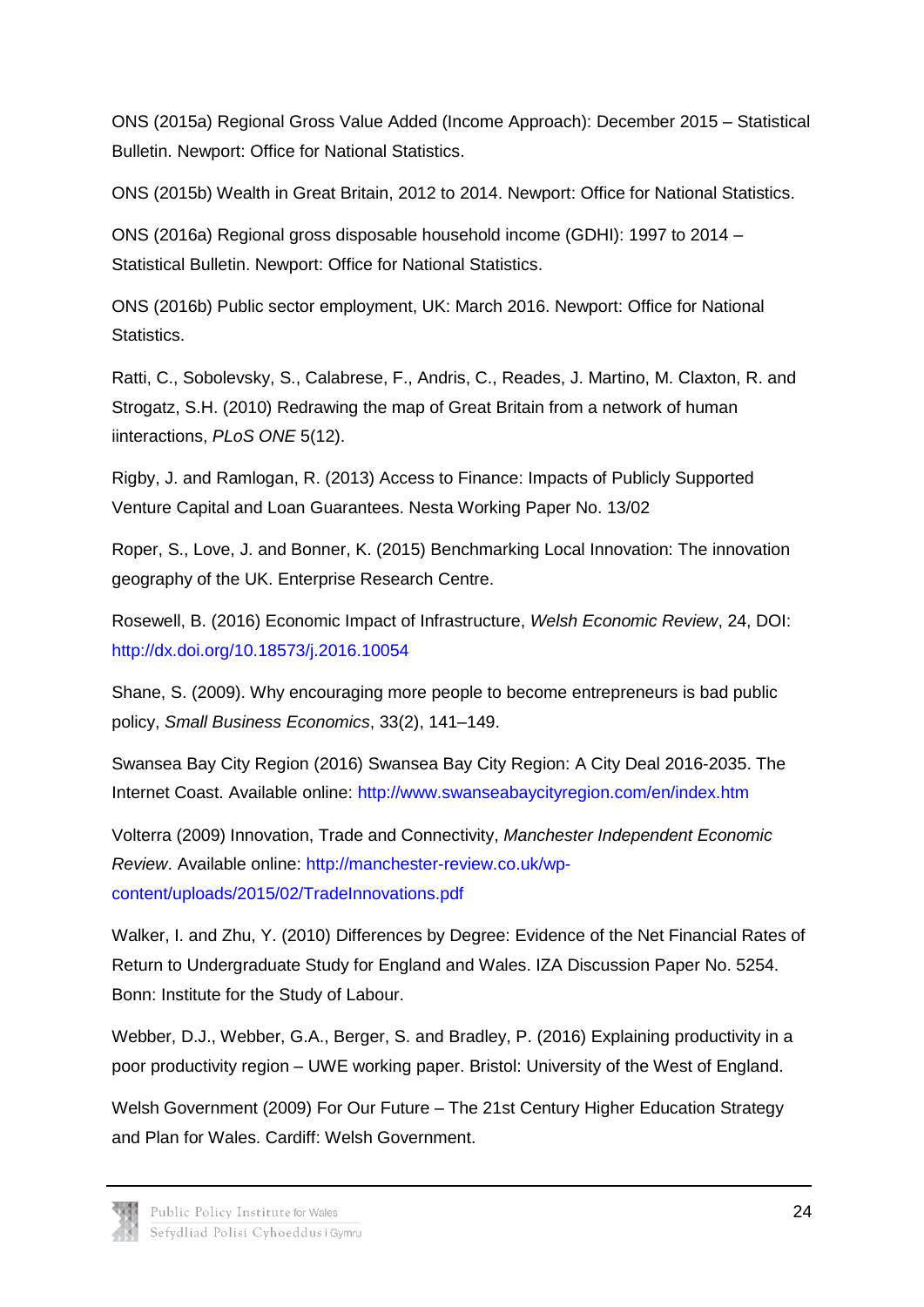ONS (2015a) Regional Gross Value Added (Income Approach): December 2015 – Statistical Bulletin. Newport: Office for National Statistics.

ONS (2015b) Wealth in Great Britain, 2012 to 2014. Newport: Office for National Statistics.

ONS (2016a) Regional gross disposable household income (GDHI): 1997 to 2014 – Statistical Bulletin. Newport: Office for National Statistics.

ONS (2016b) Public sector employment, UK: March 2016. Newport: Office for National Statistics.

Ratti, C., Sobolevsky, S., Calabrese, F., Andris, C., Reades, J. Martino, M. Claxton, R. and Strogatz, S.H. (2010) Redrawing the map of Great Britain from a network of human iinteractions, *PLoS ONE* 5(12).

Rigby, J. and Ramlogan, R. (2013) Access to Finance: Impacts of Publicly Supported Venture Capital and Loan Guarantees. Nesta Working Paper No. 13/02

Roper, S., Love, J. and Bonner, K. (2015) Benchmarking Local Innovation: The innovation geography of the UK. Enterprise Research Centre.

Rosewell, B. (2016) Economic Impact of Infrastructure, *Welsh Economic Review*, 24, DOI: http://dx.doi.org/10.18573/j.2016.10054

Shane, S. (2009). Why encouraging more people to become entrepreneurs is bad public policy, *Small Business Economics*, 33(2), 141–149.

Swansea Bay City Region (2016) Swansea Bay City Region: A City Deal 2016-2035. The Internet Coast. Available online: http://www.swanseabaycityregion.com/en/index.htm

Volterra (2009) Innovation, Trade and Connectivity, *Manchester Independent Economic Review*. Available online: http://manchester-review.co.uk/wp-content/uploads/2015/02/TradeInnovations.pdf

Walker, I. and Zhu, Y. (2010) Differences by Degree: Evidence of the Net Financial Rates of Return to Undergraduate Study for England and Wales. IZA Discussion Paper No. 5254. Bonn: Institute for the Study of Labour.

Webber, D.J., Webber, G.A., Berger, S. and Bradley, P. (2016) Explaining productivity in a poor productivity region – UWE working paper. Bristol: University of the West of England.

Welsh Government (2009) For Our Future – The 21st Century Higher Education Strategy and Plan for Wales. Cardiff: Welsh Government.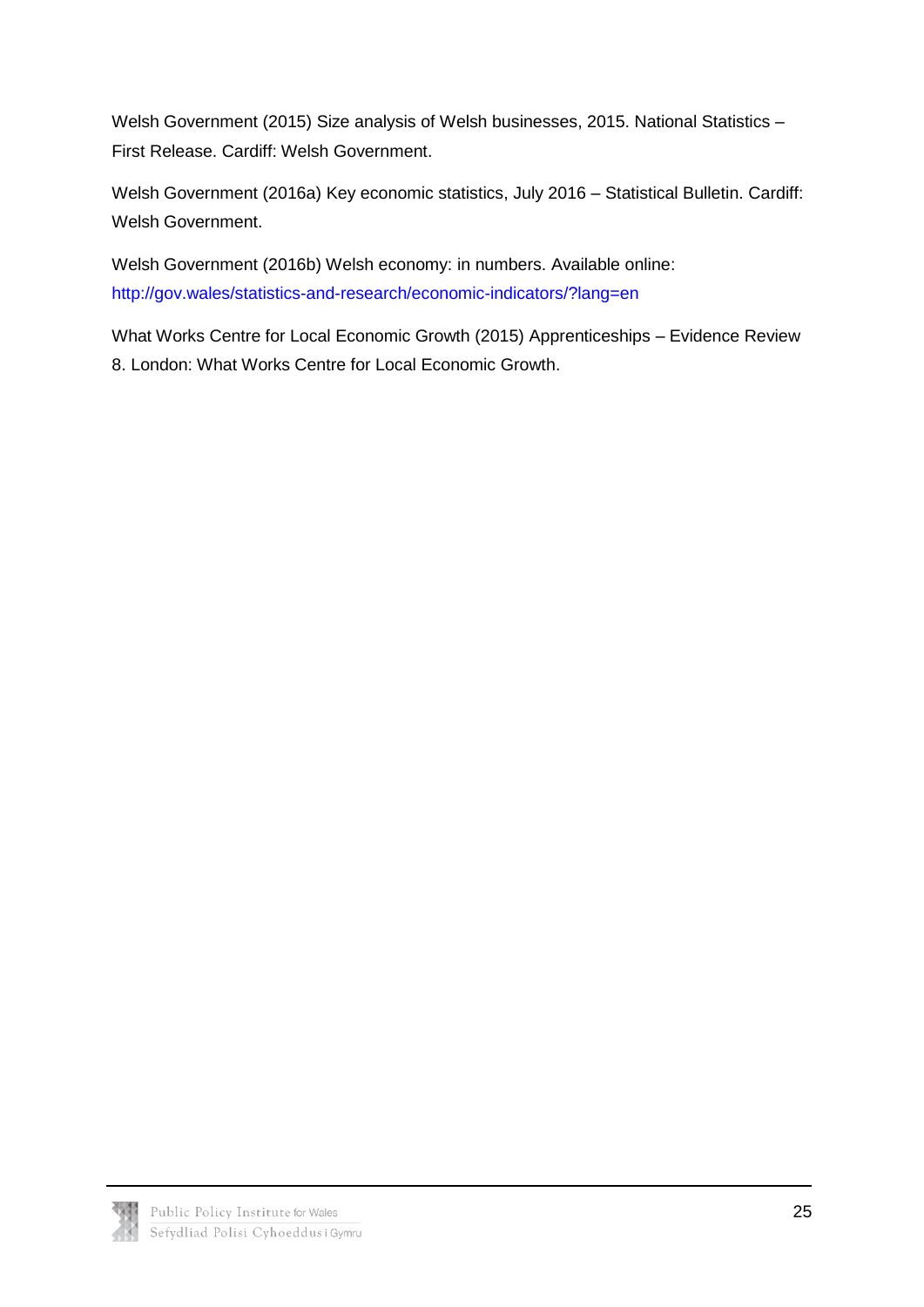Welsh Government (2015) Size analysis of Welsh businesses, 2015. National Statistics – First Release. Cardiff: Welsh Government.

Welsh Government (2016a) Key economic statistics, July 2016 – Statistical Bulletin. Cardiff: Welsh Government.

Welsh Government (2016b) Welsh economy: in numbers. Available online: http://gov.wales/statistics-and-research/economic-indicators/?lang=en

What Works Centre for Local Economic Growth (2015) Apprenticeships – Evidence Review 8. London: What Works Centre for Local Economic Growth.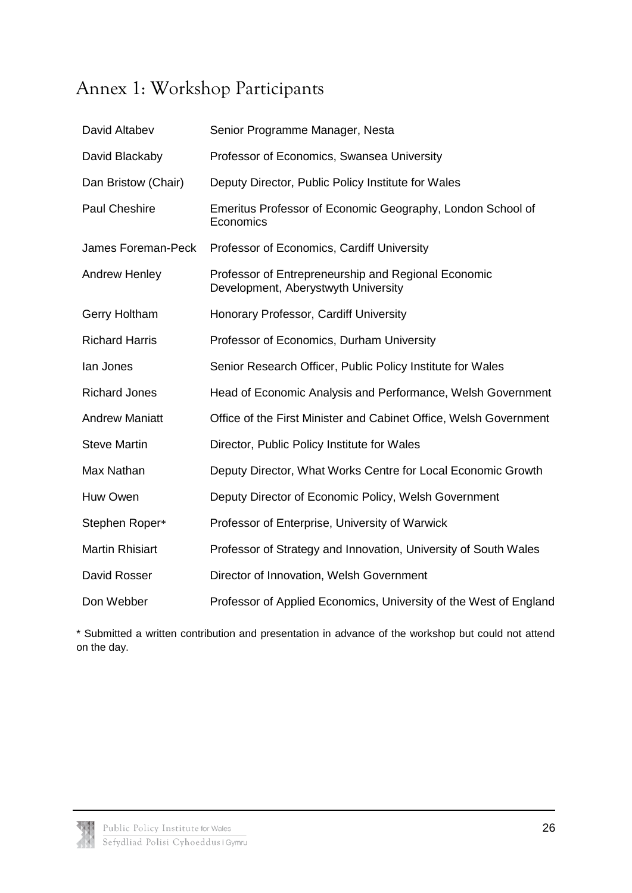# Annex 1: Workshop Participants

| | |
|---|---|
| David Altabev | Senior Programme Manager, Nesta |
| David Blackaby | Professor of Economics, Swansea University |
| Dan Bristow (Chair) | Deputy Director, Public Policy Institute for Wales |
| Paul Cheshire | Emeritus Professor of Economic Geography, London School of Economics |
| James Foreman-Peck | Professor of Economics, Cardiff University |
| Andrew Henley | Professor of Entrepreneurship and Regional Economic Development, Aberystwyth University |
| Gerry Holtham | Honorary Professor, Cardiff University |
| Richard Harris | Professor of Economics, Durham University |
| Ian Jones | Senior Research Officer, Public Policy Institute for Wales |
| Richard Jones | Head of Economic Analysis and Performance, Welsh Government |
| Andrew Maniatt | Office of the First Minister and Cabinet Office, Welsh Government |
| Steve Martin | Director, Public Policy Institute for Wales |
| Max Nathan | Deputy Director, What Works Centre for Local Economic Growth |
| Huw Owen | Deputy Director of Economic Policy, Welsh Government |
| Stephen Roper* | Professor of Enterprise, University of Warwick |
| Martin Rhisiart | Professor of Strategy and Innovation, University of South Wales |
| David Rosser | Director of Innovation, Welsh Government |
| Don Webber | Professor of Applied Economics, University of the West of England |

* Submitted a written contribution and presentation in advance of the workshop but could not attend on the day.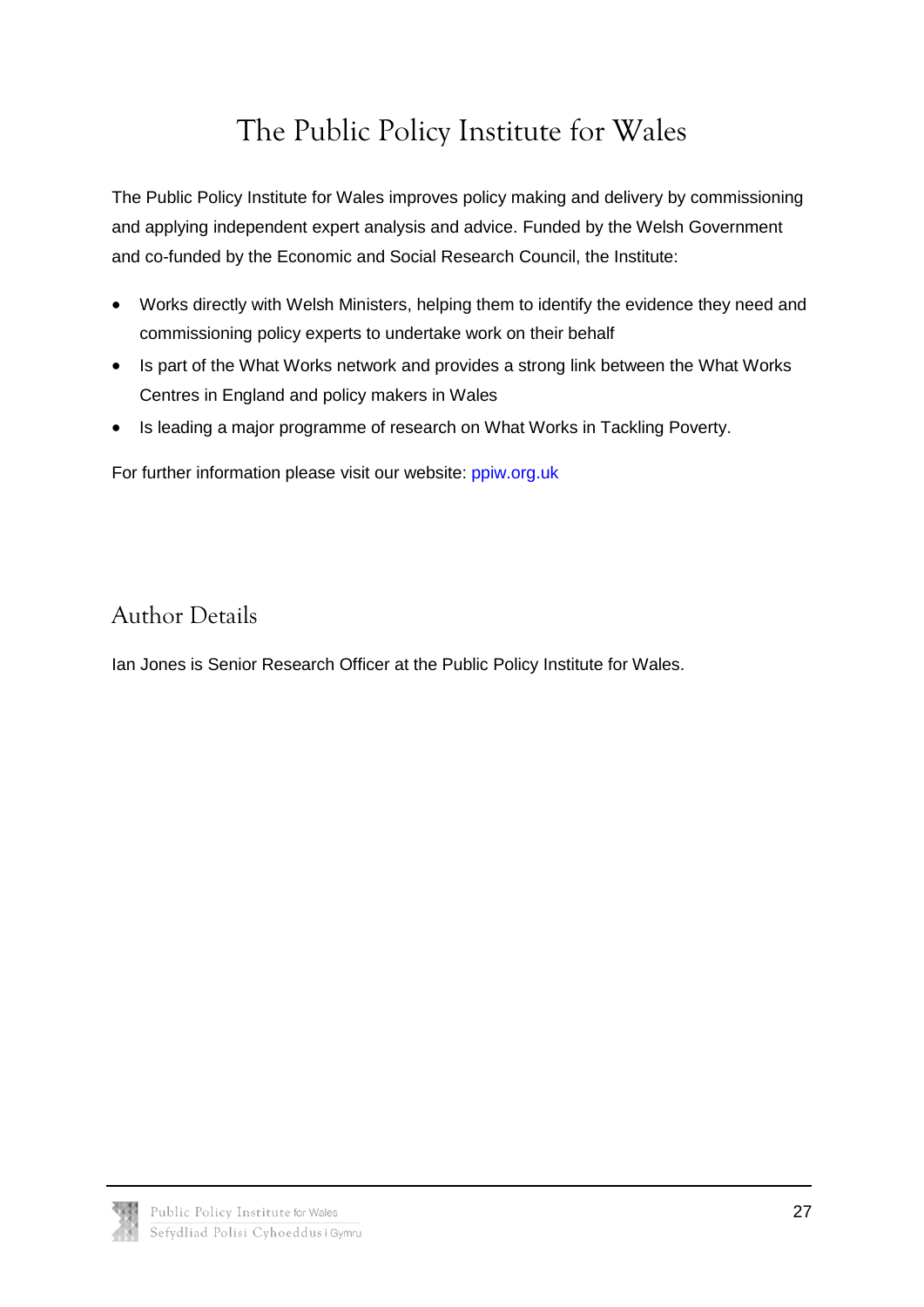# The Public Policy Institute for Wales

The Public Policy Institute for Wales improves policy making and delivery by commissioning and applying independent expert analysis and advice. Funded by the Welsh Government and co-funded by the Economic and Social Research Council, the Institute:

- Works directly with Welsh Ministers, helping them to identify the evidence they need and commissioning policy experts to undertake work on their behalf
- Is part of the What Works network and provides a strong link between the What Works Centres in England and policy makers in Wales
- Is leading a major programme of research on What Works in Tackling Poverty.

For further information please visit our website: ppiw.org.uk

## Author Details

Ian Jones is Senior Research Officer at the Public Policy Institute for Wales.